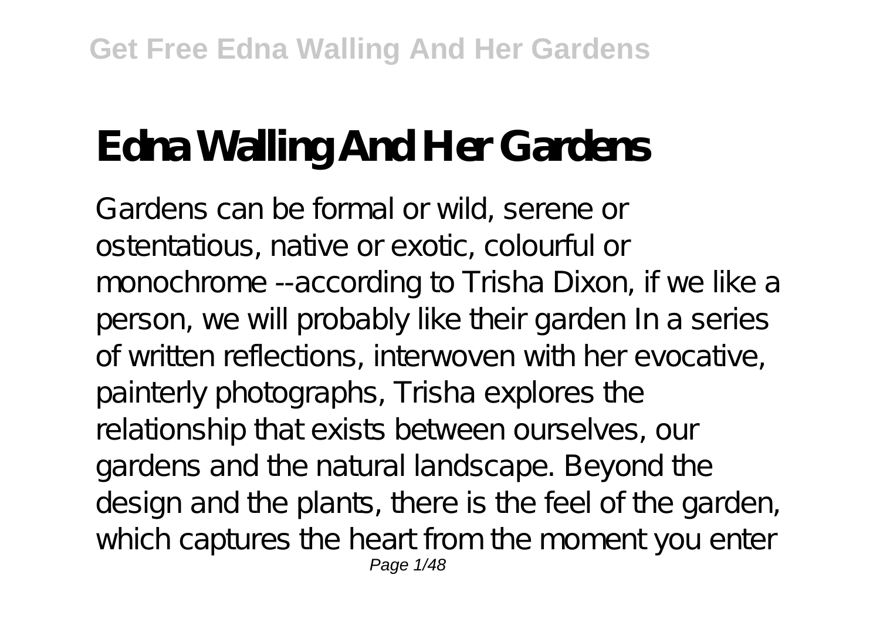# Edna Walling And Her Gardens

Gardens can be formal or wild, serene or ostentatious, native or exotic, colourful or monochrome --according to Trisha Dixon, if we like a person, we will probably like their garden In a series of written reflections, interwoven with her evocative, painterly photographs, Trisha explores the relationship that exists between ourselves, our gardens and the natural landscape. Beyond the design and the plants, there is the feel of the garden, which captures the heart from the moment you enter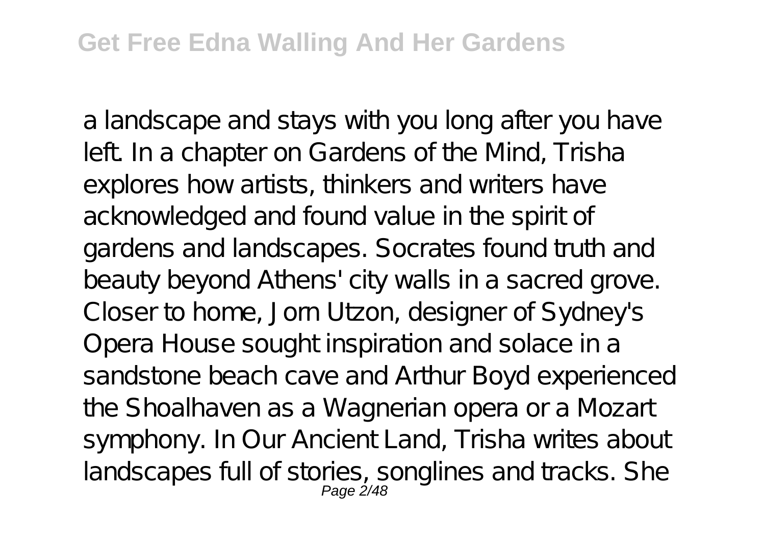a landscape and stays with you long after you have left. In a chapter on Gardens of the Mind, Trisha explores how artists, thinkers and writers have acknowledged and found value in the spirit of gardens and landscapes. Socrates found truth and beauty beyond Athens' city walls in a sacred grove. Closer to home, Jorn Utzon, designer of Sydney's Opera House sought inspiration and solace in a sandstone beach cave and Arthur Boyd experienced the Shoalhaven as a Wagnerian opera or a Mozart symphony. In Our Ancient Land, Trisha writes about landscapes full of stories, songlines and tracks. She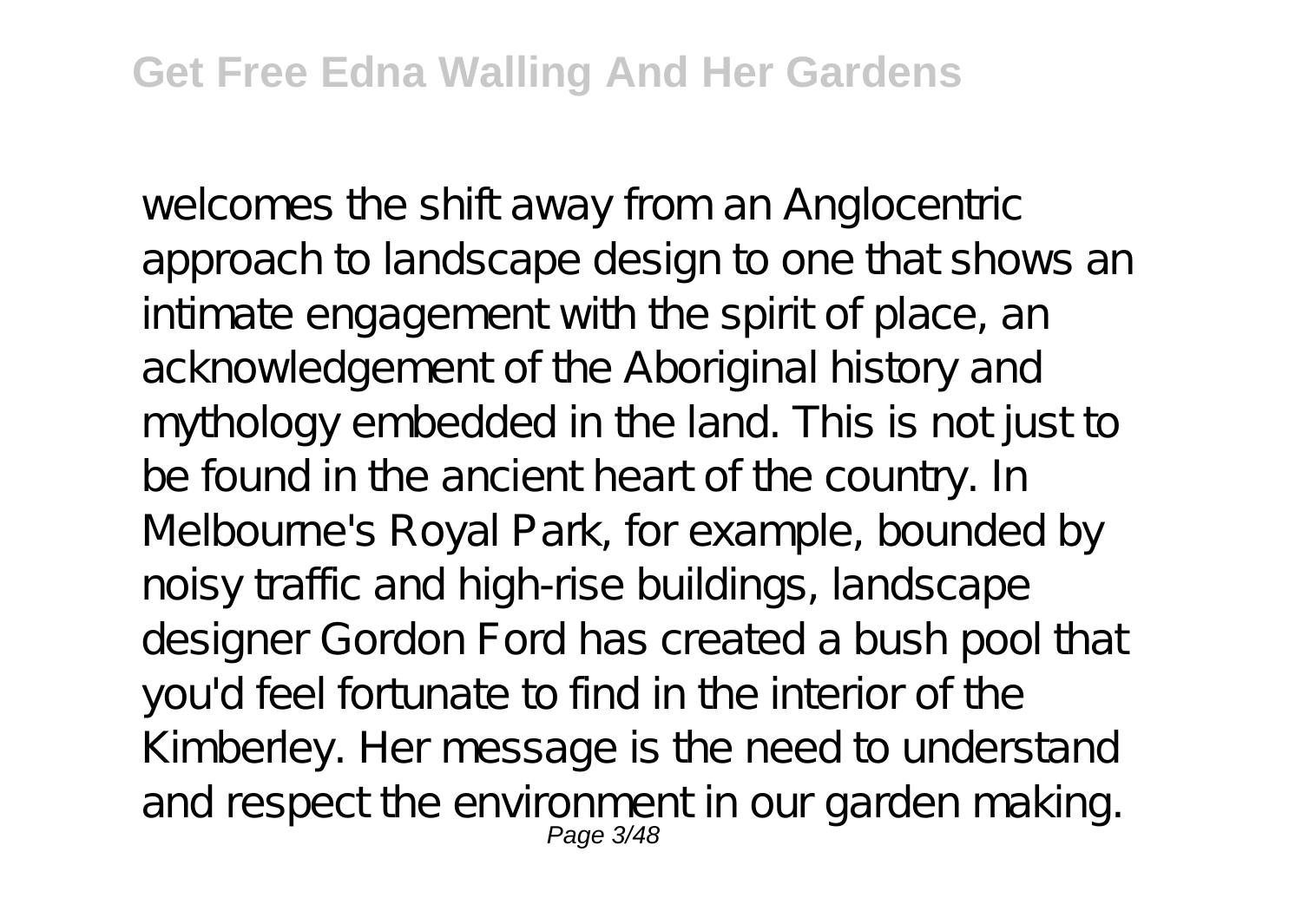welcomes the shift away from an Anglocentric approach to landscape design to one that shows an intimate engagement with the spirit of place, an acknowledgement of the Aboriginal history and mythology embedded in the land. This is not just to be found in the ancient heart of the country. In Melbourne's Royal Park, for example, bounded by noisy traffic and high-rise buildings, landscape designer Gordon Ford has created a bush pool that you'd feel fortunate to find in the interior of the Kimberley. Her message is the need to understand and respect the environment in our garden making.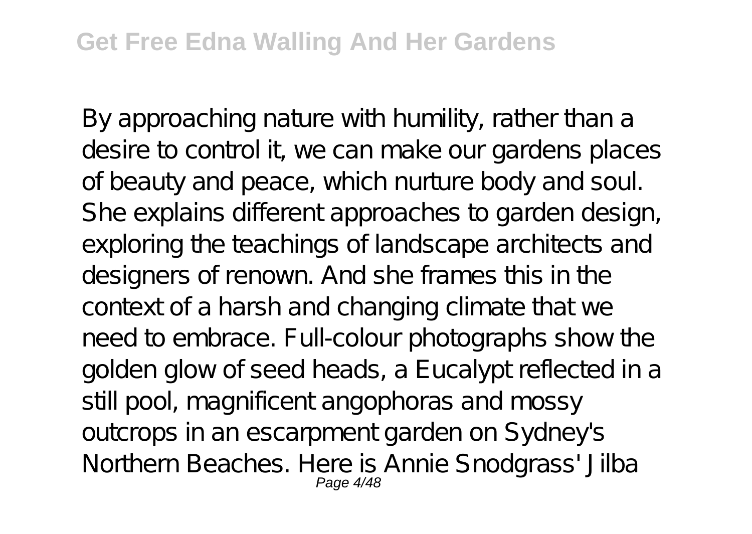By approaching nature with humility, rather than a desire to control it, we can make our gardens places of beauty and peace, which nurture body and soul. She explains different approaches to garden design, exploring the teachings of landscape architects and designers of renown. And she frames this in the context of a harsh and changing climate that we need to embrace. Full-colour photographs show the golden glow of seed heads, a Eucalypt reflected in a still pool, magnificent angophoras and mossy outcrops in an escarpment garden on Sydney's Northern Beaches. Here is Annie Snodgrass' Jilba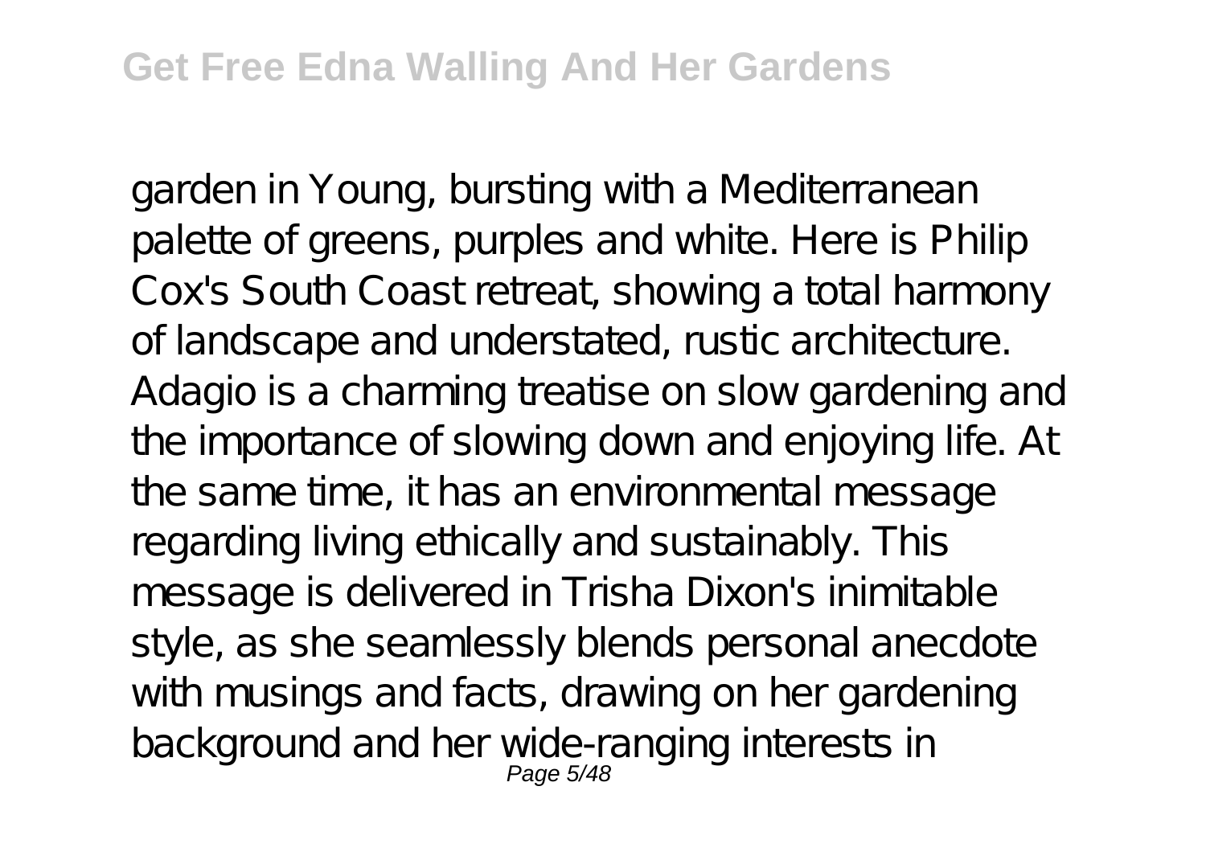garden in Young, bursting with a Mediterranean palette of greens, purples and white. Here is Philip Cox's South Coast retreat, showing a total harmony of landscape and understated, rustic architecture. Adagio is a charming treatise on slow gardening and the importance of slowing down and enjoying life. At the same time, it has an environmental message regarding living ethically and sustainably. This message is delivered in Trisha Dixon's inimitable style, as she seamlessly blends personal anecdote with musings and facts, drawing on her gardening background and her wide-ranging interests in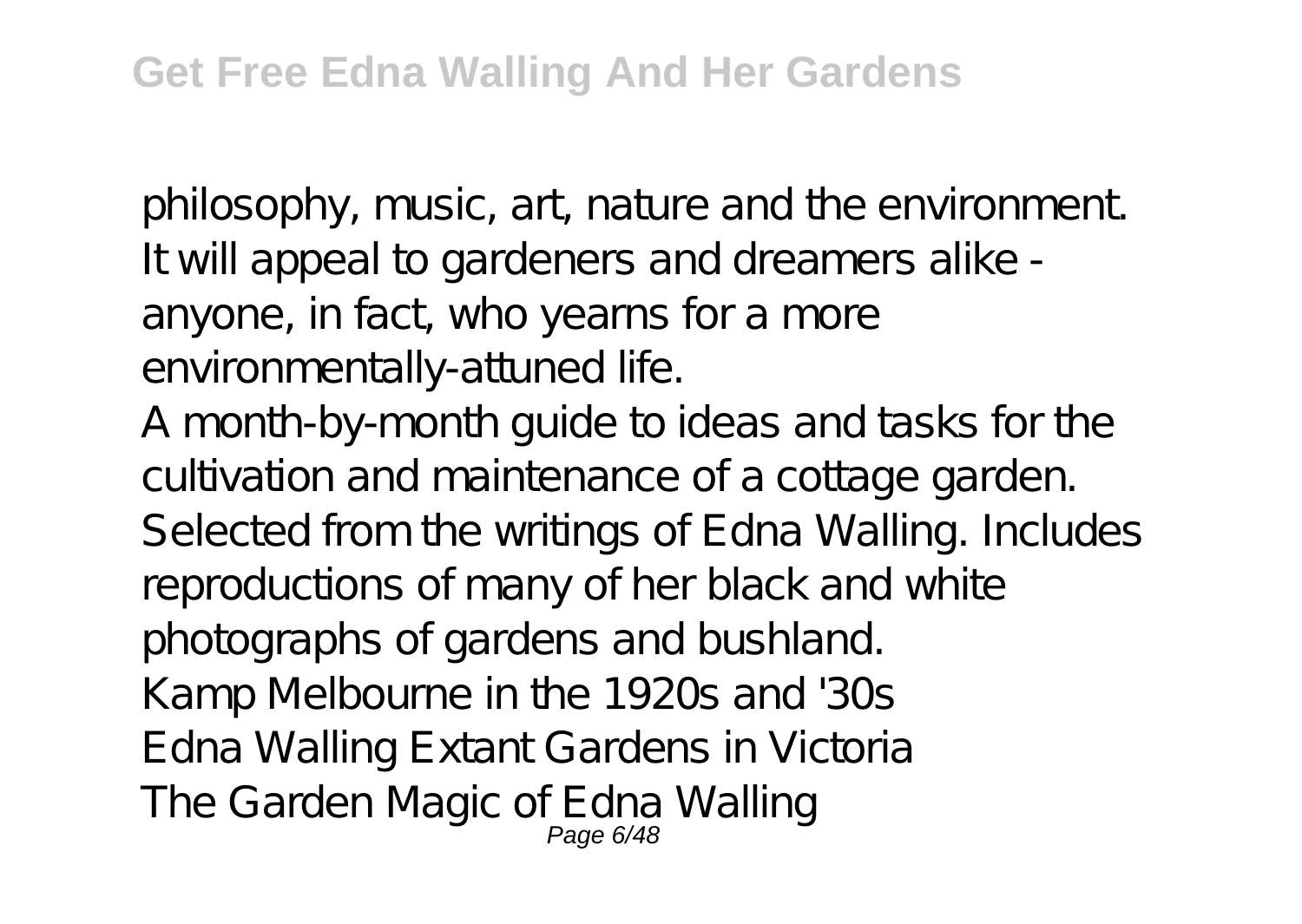philosophy, music, art, nature and the environment. It will appeal to gardeners and dreamers alike - anyone, in fact, who yearns for a more environmentally-attuned life.

A month-by-month guide to ideas and tasks for the cultivation and maintenance of a cottage garden. Selected from the writings of Edna Walling. Includes reproductions of many of her black and white photographs of gardens and bushland.

Kamp Melbourne in the 1920s and '30s

Edna Walling Extant Gardens in Victoria

The Garden Magic of Edna Walling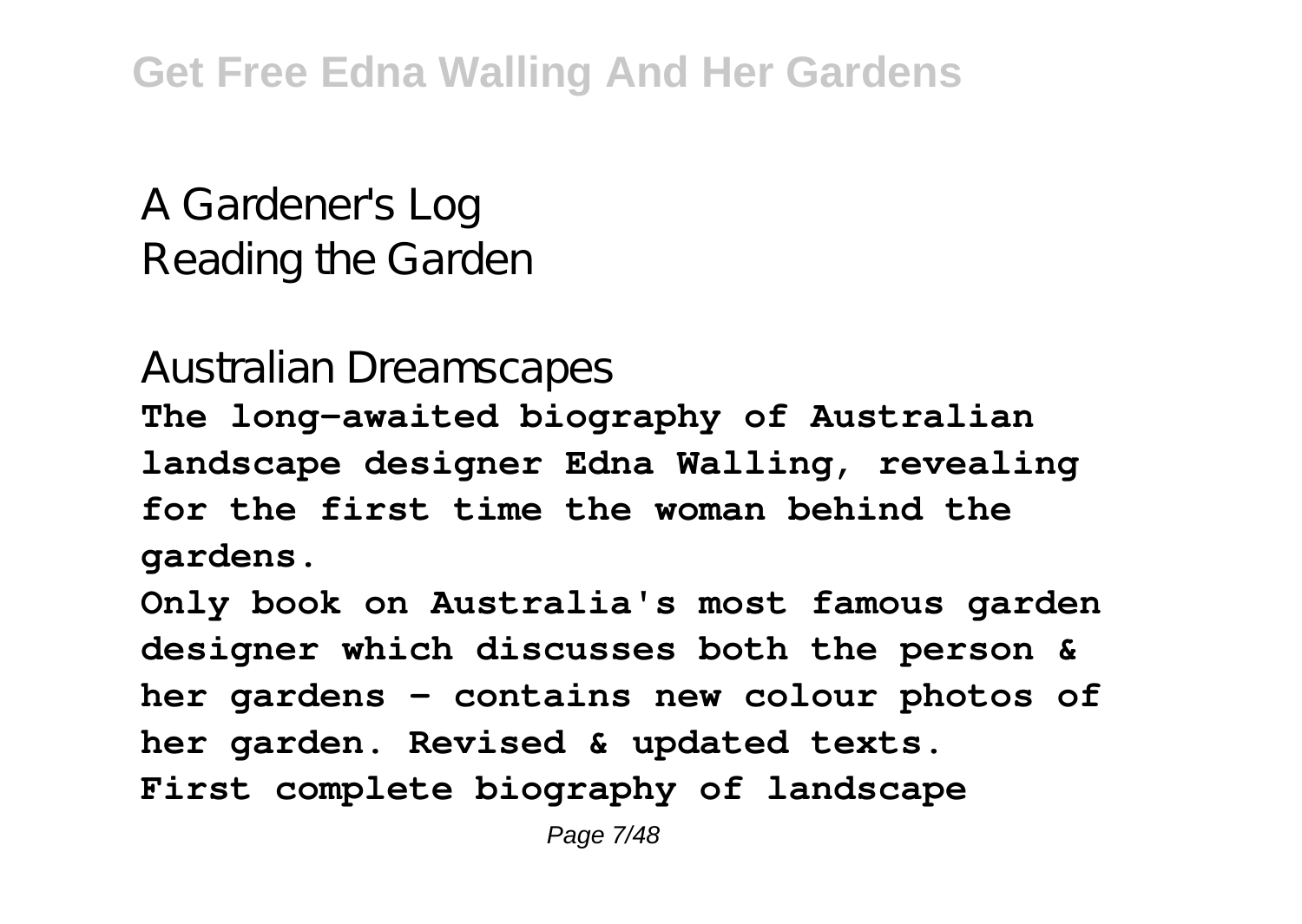A Gardener's Log
Reading the Garden

Australian Dreamscapes

**The long-awaited biography of Australian landscape designer Edna Walling, revealing for the first time the woman behind the gardens.**

**Only book on Australia's most famous garden designer which discusses both the person & her gardens - contains new colour photos of her garden. Revised & updated texts.**

**First complete biography of landscape**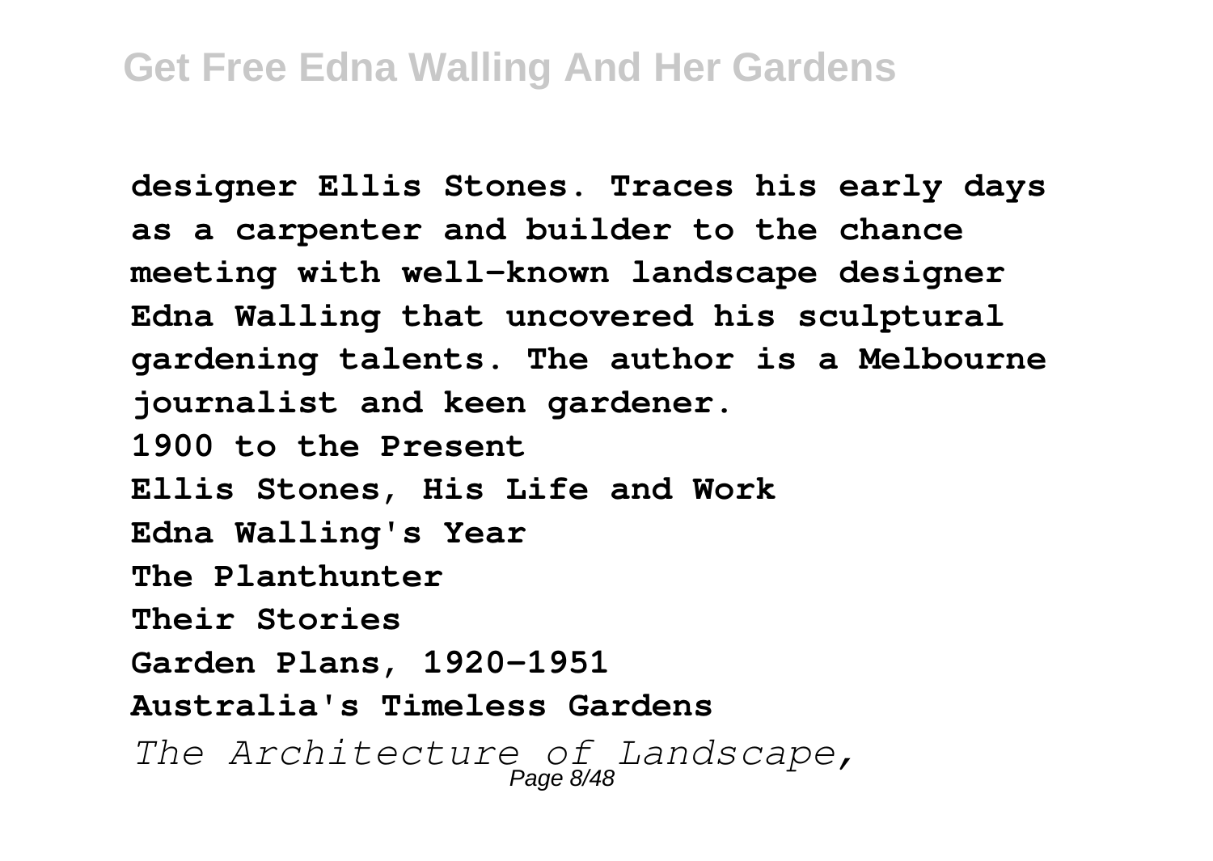**designer Ellis Stones. Traces his early days as a carpenter and builder to the chance meeting with well-known landscape designer Edna Walling that uncovered his sculptural gardening talents. The author is a Melbourne journalist and keen gardener.**

**1900 to the Present**

**Ellis Stones, His Life and Work**

**Edna Walling's Year**

**The Planthunter**

**Their Stories**

**Garden Plans, 1920-1951**

**Australia's Timeless Gardens**

*The Architecture of Landscape,*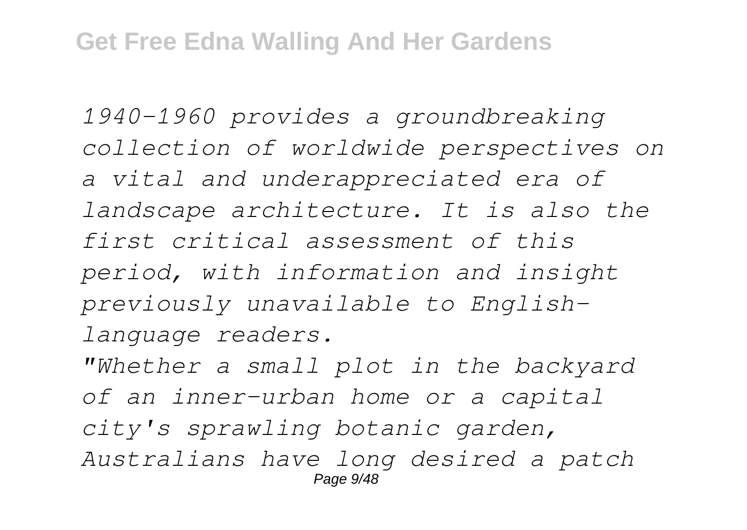*1940-1960 provides a groundbreaking collection of worldwide perspectives on a vital and underappreciated era of landscape architecture. It is also the first critical assessment of this period, with information and insight previously unavailable to English-language readers.*

*"Whether a small plot in the backyard of an inner-urban home or a capital city's sprawling botanic garden, Australians have long desired a patch*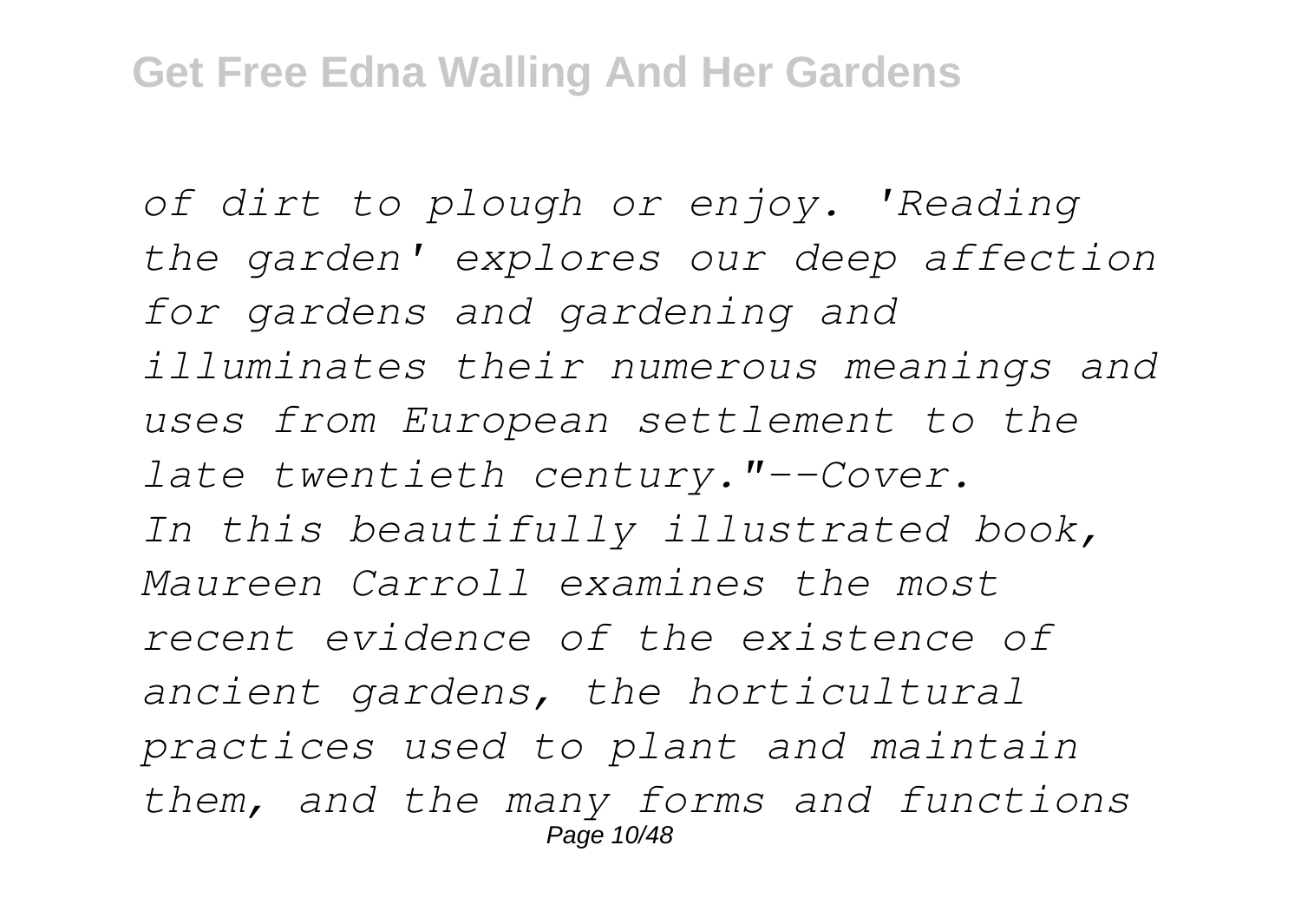*of dirt to plough or enjoy. 'Reading the garden' explores our deep affection for gardens and gardening and illuminates their numerous meanings and uses from European settlement to the late twentieth century."--Cover.*

*In this beautifully illustrated book, Maureen Carroll examines the most recent evidence of the existence of ancient gardens, the horticultural practices used to plant and maintain them, and the many forms and functions*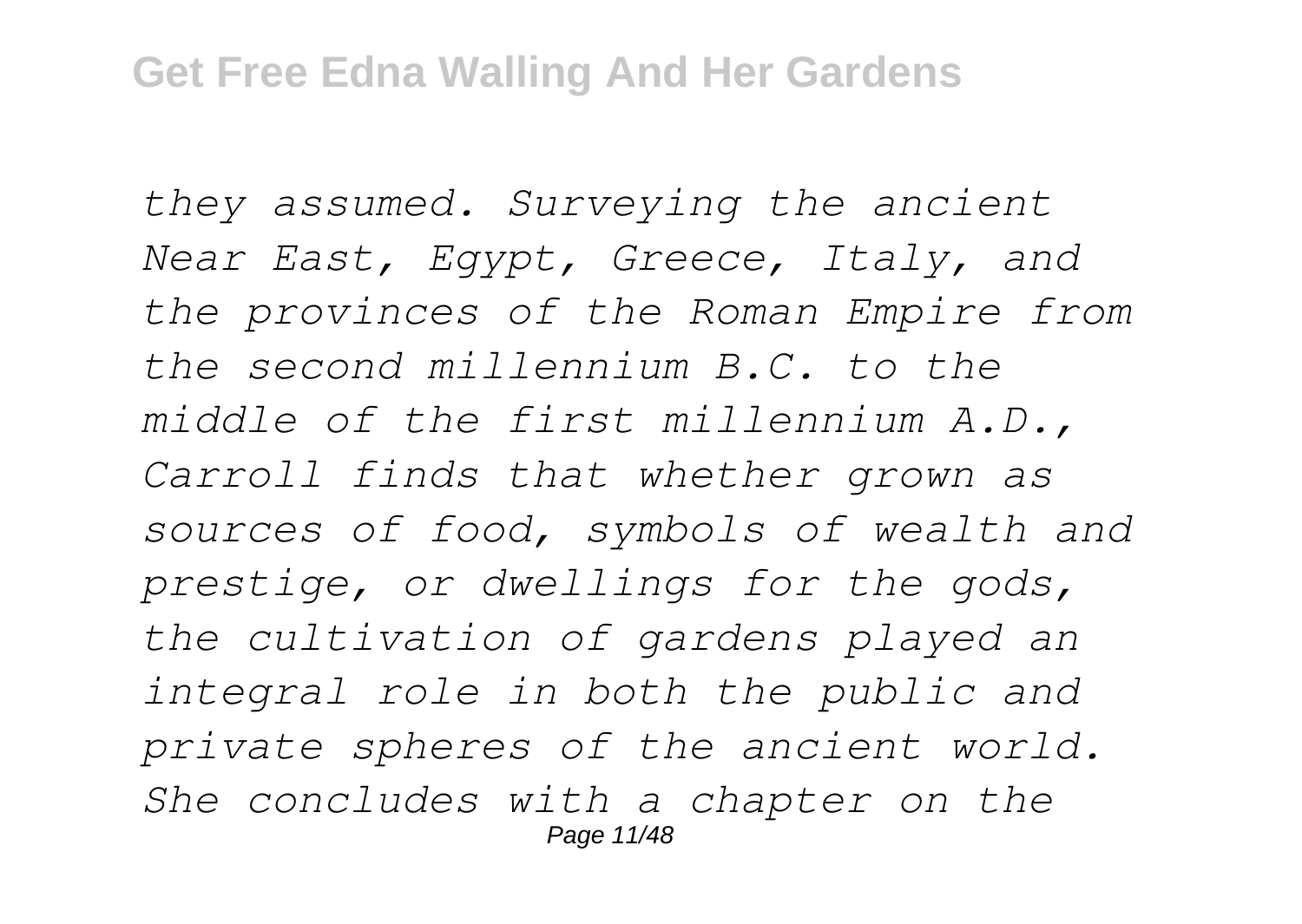*they assumed. Surveying the ancient Near East, Egypt, Greece, Italy, and the provinces of the Roman Empire from the second millennium B.C. to the middle of the first millennium A.D., Carroll finds that whether grown as sources of food, symbols of wealth and prestige, or dwellings for the gods, the cultivation of gardens played an integral role in both the public and private spheres of the ancient world. She concludes with a chapter on the*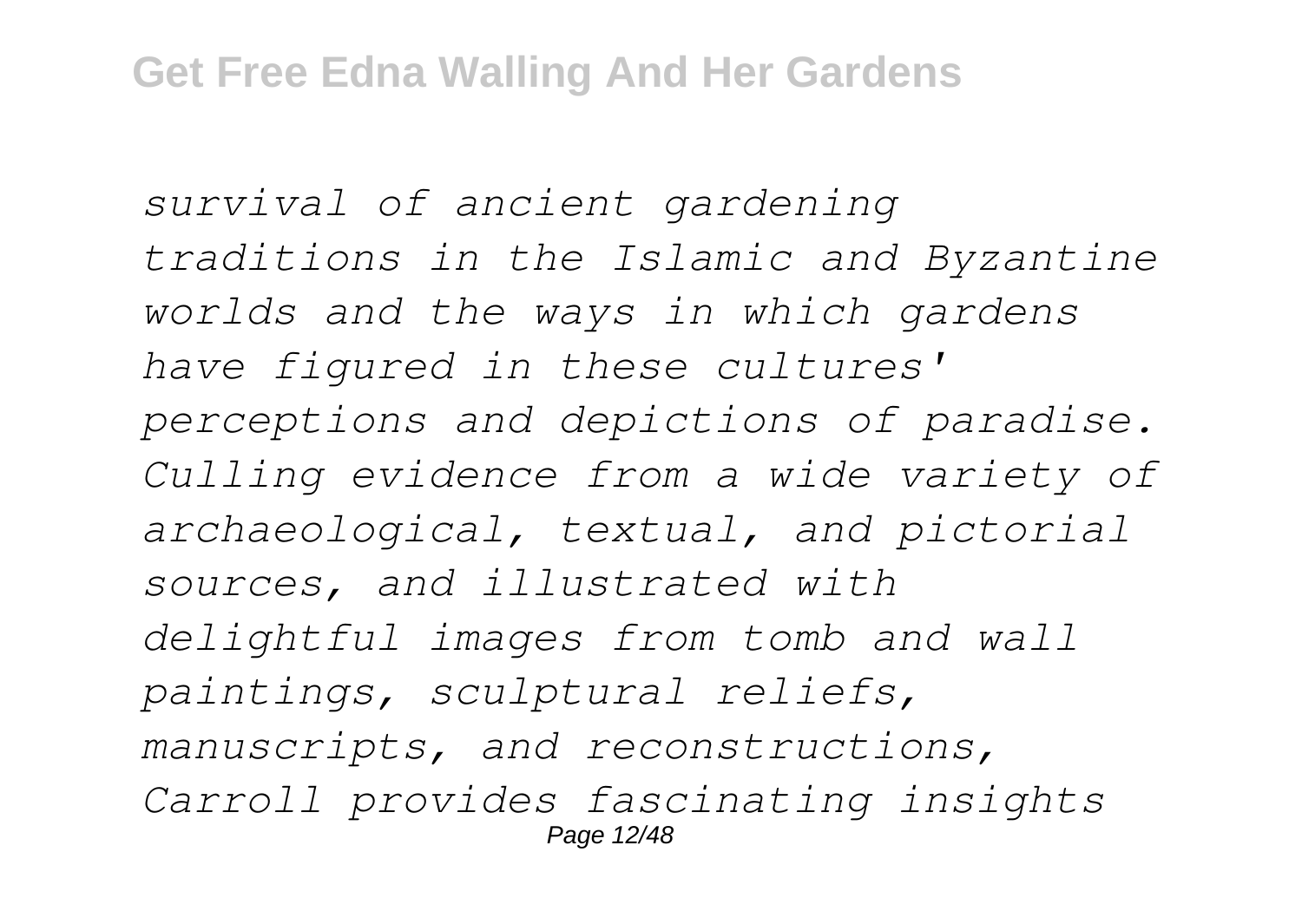*survival of ancient gardening traditions in the Islamic and Byzantine worlds and the ways in which gardens have figured in these cultures' perceptions and depictions of paradise. Culling evidence from a wide variety of archaeological, textual, and pictorial sources, and illustrated with delightful images from tomb and wall paintings, sculptural reliefs, manuscripts, and reconstructions, Carroll provides fascinating insights*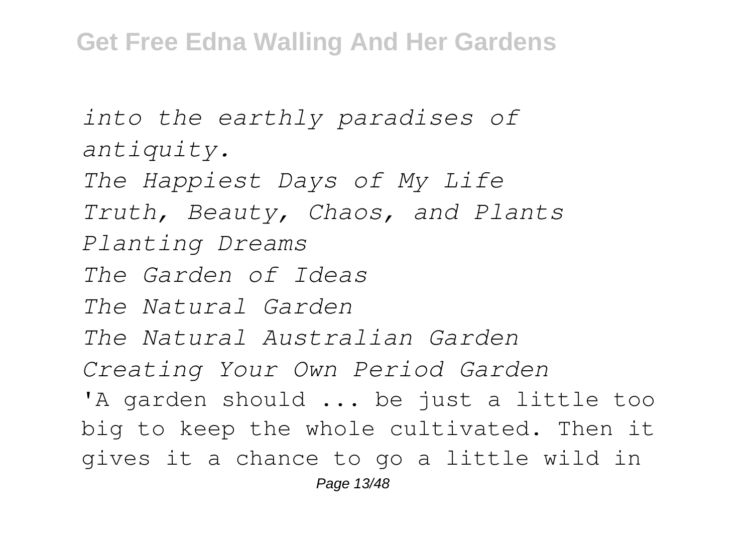*into the earthly paradises of antiquity.*

*The Happiest Days of My Life*

*Truth, Beauty, Chaos, and Plants*

*Planting Dreams*

*The Garden of Ideas*

*The Natural Garden*

*The Natural Australian Garden*

*Creating Your Own Period Garden*

'A garden should ... be just a little too big to keep the whole cultivated. Then it gives it a chance to go a little wild in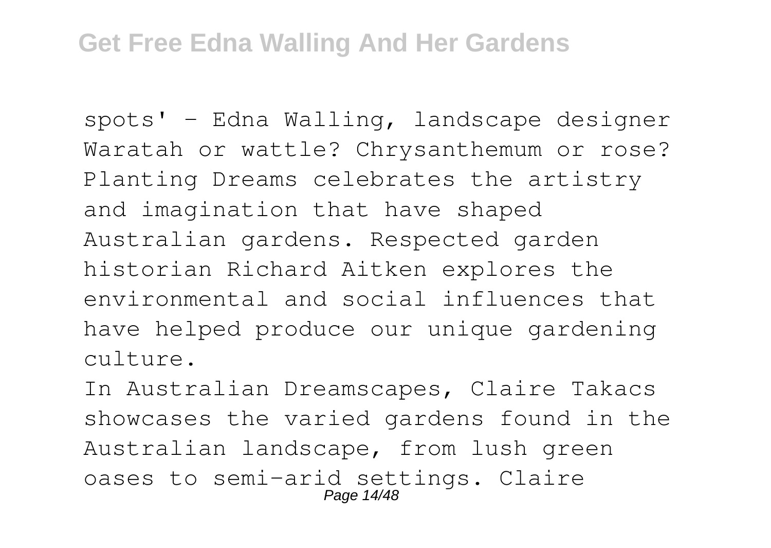spots' - Edna Walling, landscape designer Waratah or wattle? Chrysanthemum or rose? Planting Dreams celebrates the artistry and imagination that have shaped Australian gardens. Respected garden historian Richard Aitken explores the environmental and social influences that have helped produce our unique gardening culture.

In Australian Dreamscapes, Claire Takacs showcases the varied gardens found in the Australian landscape, from lush green oases to semi-arid settings. Claire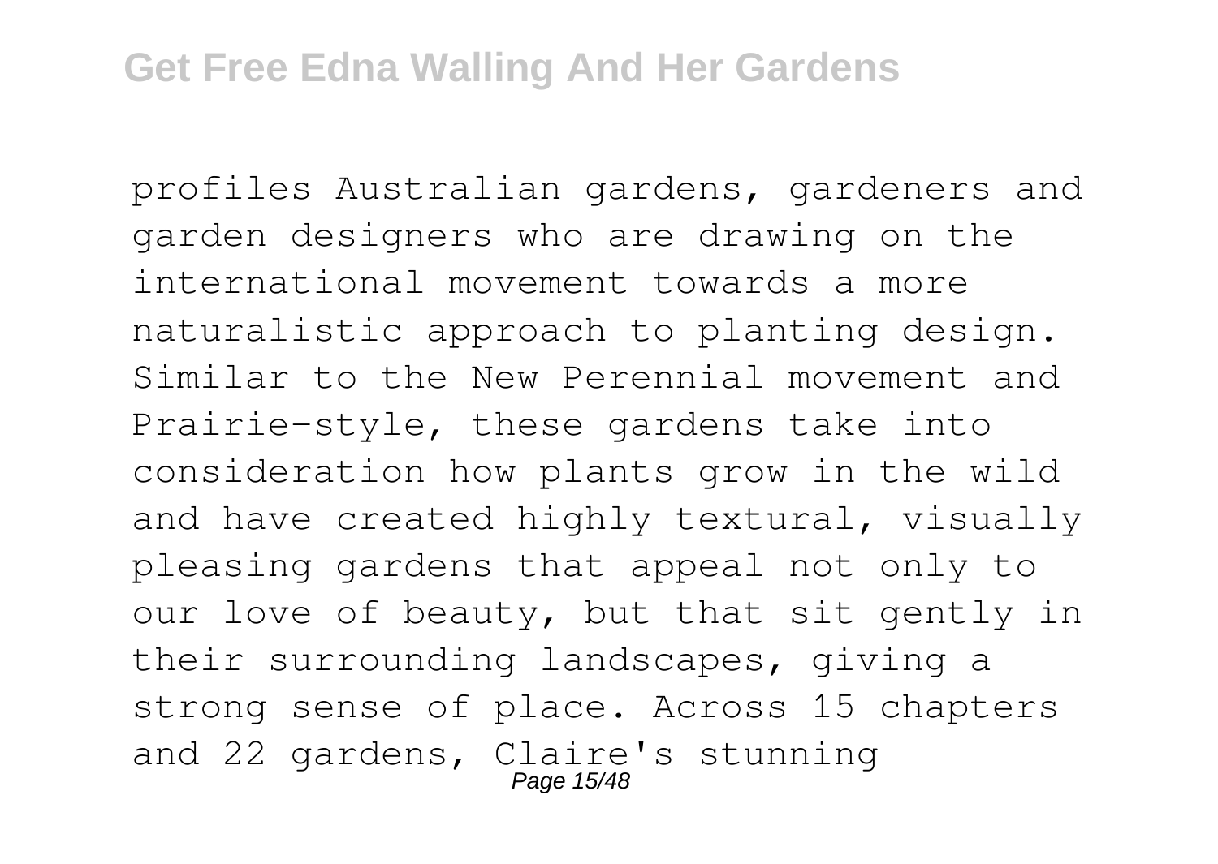profiles Australian gardens, gardeners and garden designers who are drawing on the international movement towards a more naturalistic approach to planting design. Similar to the New Perennial movement and Prairie-style, these gardens take into consideration how plants grow in the wild and have created highly textural, visually pleasing gardens that appeal not only to our love of beauty, but that sit gently in their surrounding landscapes, giving a strong sense of place. Across 15 chapters and 22 gardens, Claire's stunning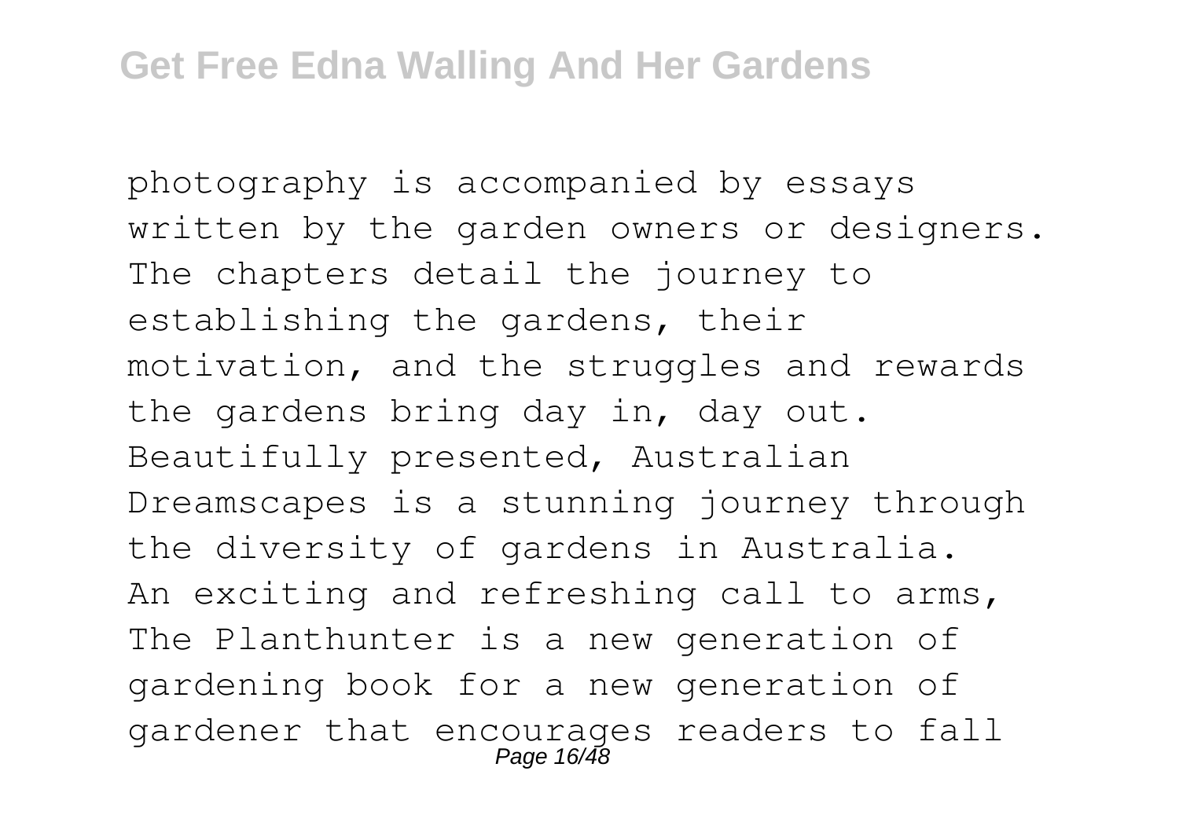photography is accompanied by essays written by the garden owners or designers. The chapters detail the journey to establishing the gardens, their motivation, and the struggles and rewards the gardens bring day in, day out. Beautifully presented, Australian Dreamscapes is a stunning journey through the diversity of gardens in Australia. An exciting and refreshing call to arms, The Planthunter is a new generation of gardening book for a new generation of gardener that encourages readers to fall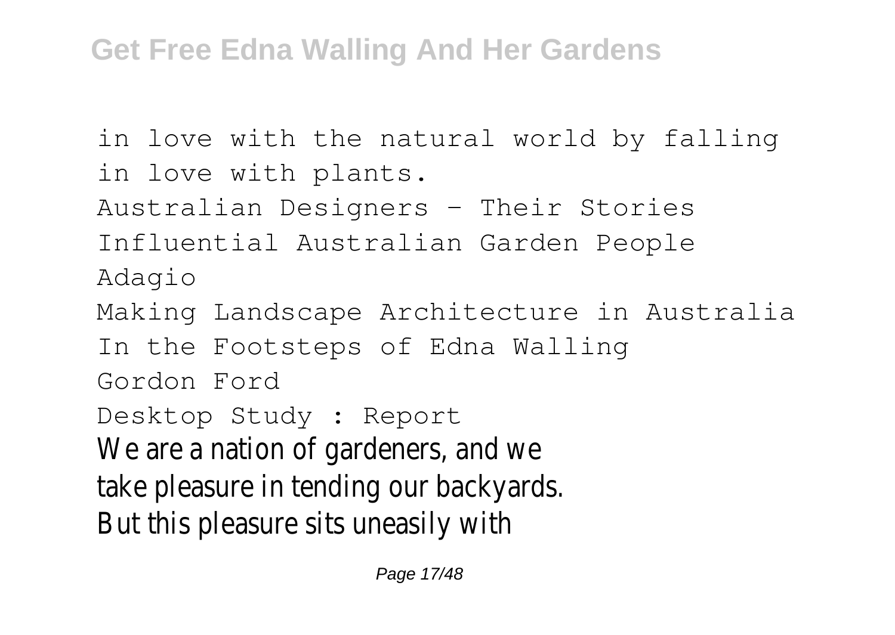in love with the natural world by falling in love with plants.

Australian Designers - Their Stories

Influential Australian Garden People

Adagio

Making Landscape Architecture in Australia

In the Footsteps of Edna Walling

Gordon Ford

Desktop Study : Report

We are a nation of gardeners, and we take pleasure in tending our backyards. But this pleasure sits uneasily with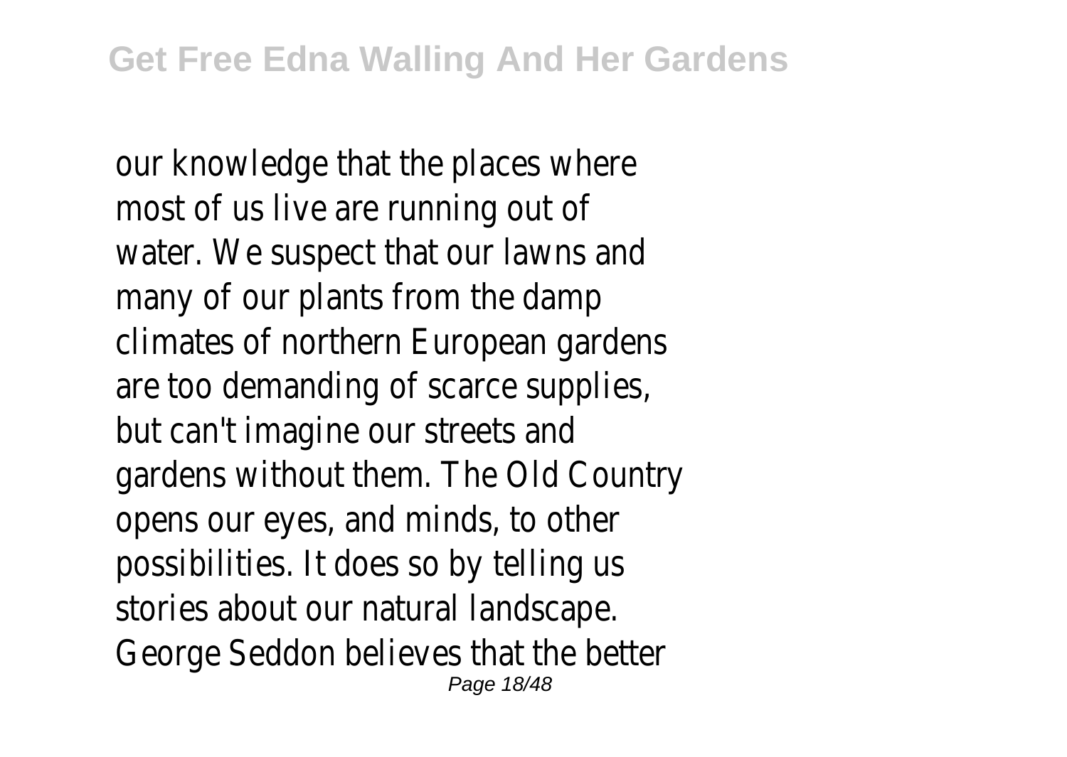our knowledge that the places where most of us live are running out of water. We suspect that our lawns and many of our plants from the damp climates of northern European gardens are too demanding of scarce supplies, but can't imagine our streets and gardens without them. The Old Country opens our eyes, and minds, to other possibilities. It does so by telling us stories about our natural landscape. George Seddon believes that the better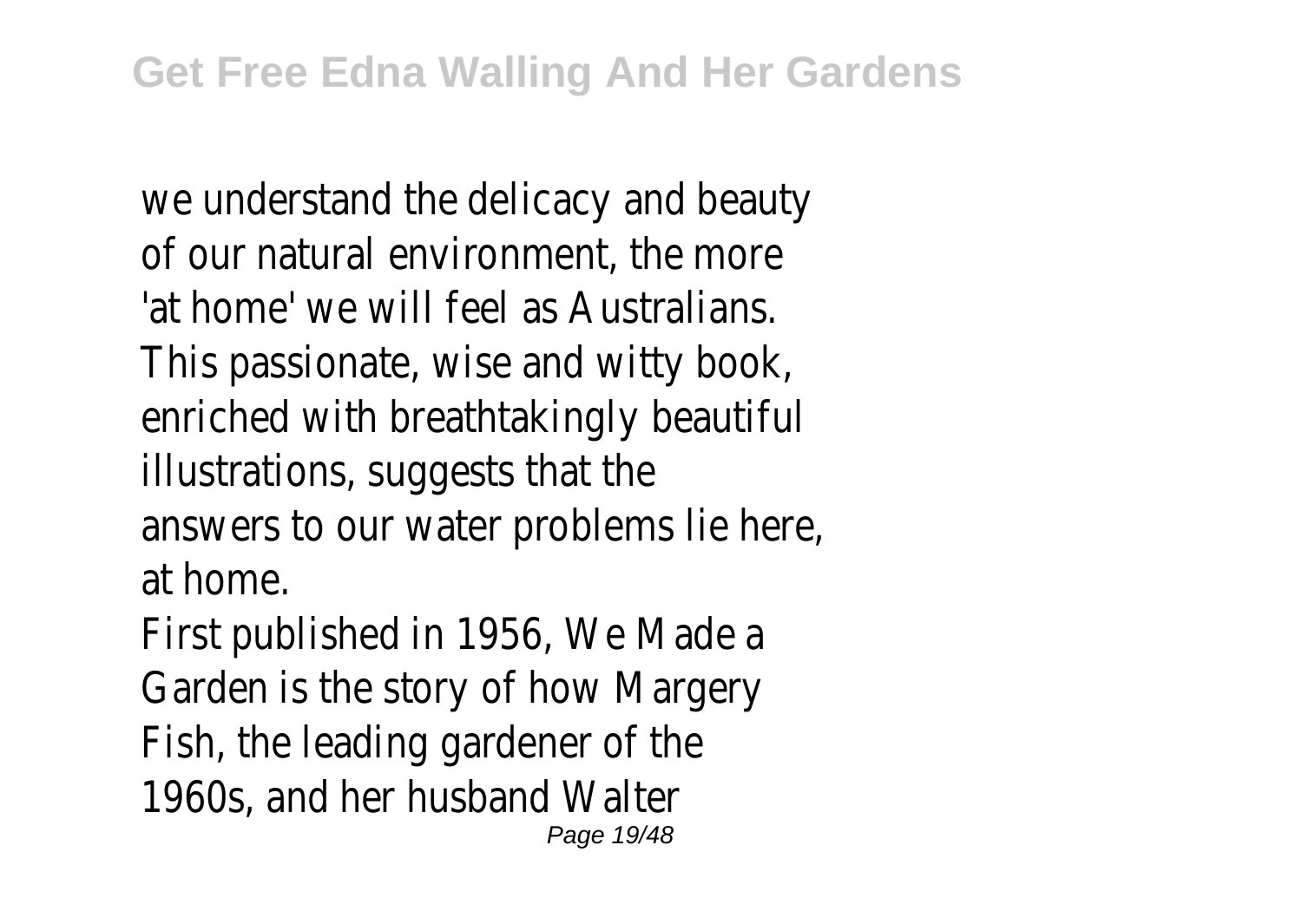we understand the delicacy and beauty of our natural environment, the more 'at home' we will feel as Australians. This passionate, wise and witty book, enriched with breathtakingly beautiful illustrations, suggests that the answers to our water problems lie here, at home.

First published in 1956, We Made a Garden is the story of how Margery Fish, the leading gardener of the 1960s, and her husband Walter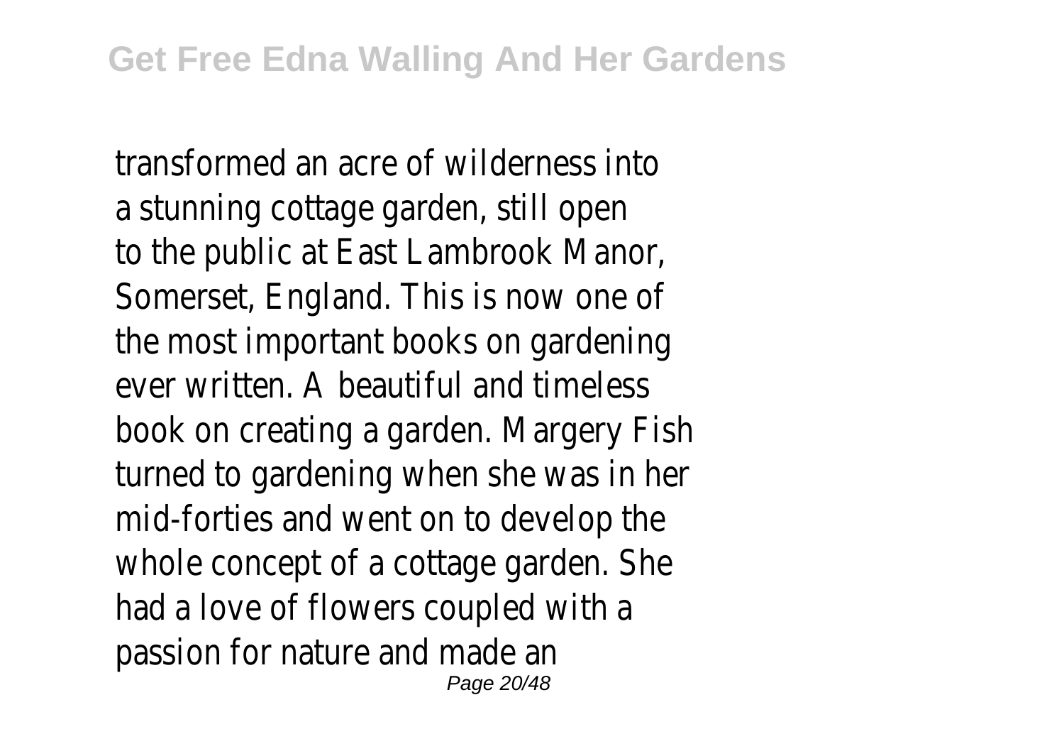transformed an acre of wilderness into a stunning cottage garden, still open to the public at East Lambrook Manor, Somerset, England. This is now one of the most important books on gardening ever written. A beautiful and timeless book on creating a garden. Margery Fish turned to gardening when she was in her mid-forties and went on to develop the whole concept of a cottage garden. She had a love of flowers coupled with a passion for nature and made an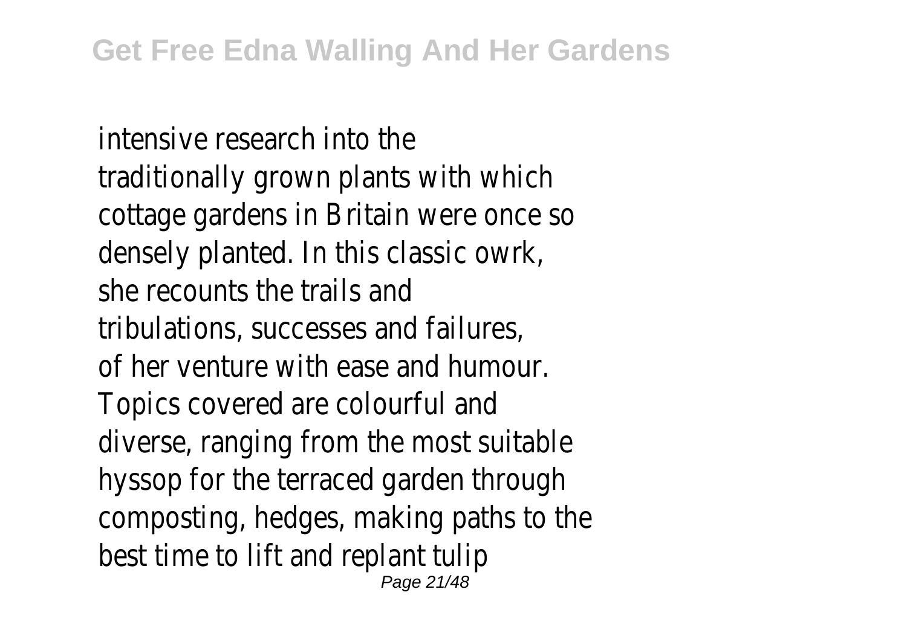intensive research into the traditionally grown plants with which cottage gardens in Britain were once so densely planted. In this classic owrk, she recounts the trails and tribulations, successes and failures, of her venture with ease and humour. Topics covered are colourful and diverse, ranging from the most suitable hyssop for the terraced garden through composting, hedges, making paths to the best time to lift and replant tulip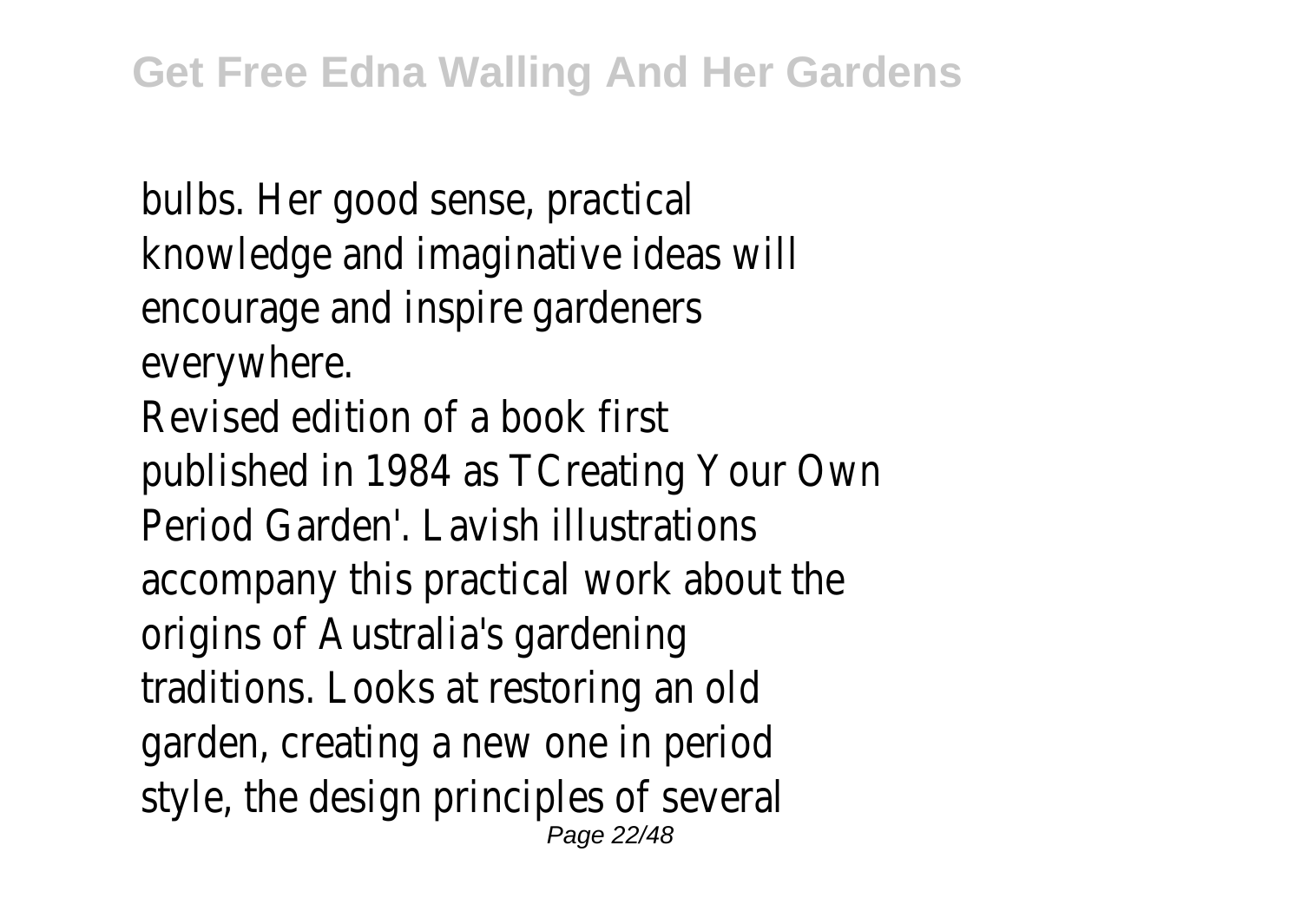bulbs. Her good sense, practical knowledge and imaginative ideas will encourage and inspire gardeners everywhere.

Revised edition of a book first published in 1984 as TCreating Your Own Period Garden'. Lavish illustrations accompany this practical work about the origins of Australia's gardening traditions. Looks at restoring an old garden, creating a new one in period style, the design principles of several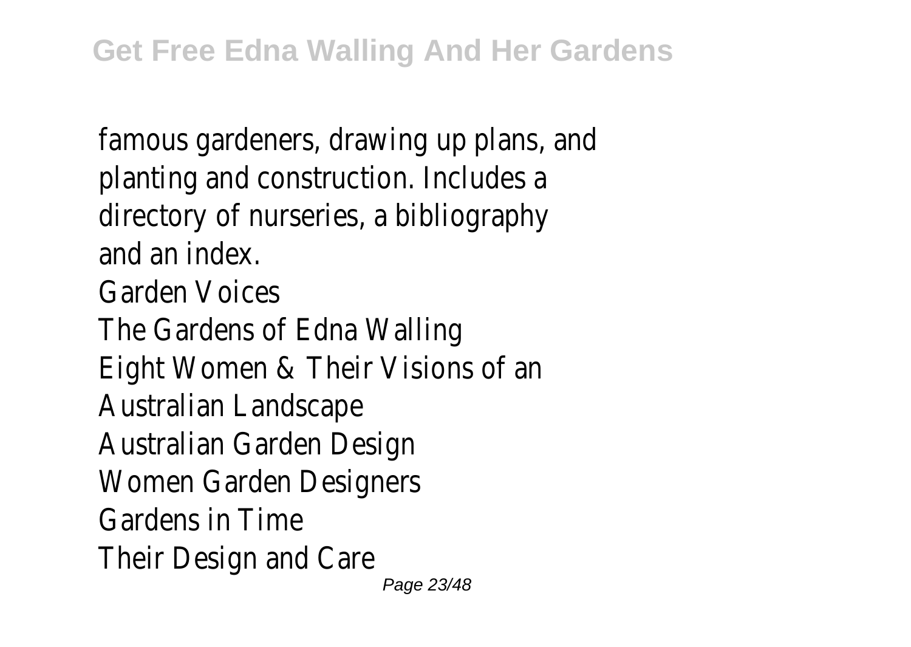famous gardeners, drawing up plans, and planting and construction. Includes a directory of nurseries, a bibliography and an index.

Garden Voices

The Gardens of Edna Walling

Eight Women & Their Visions of an Australian Landscape

Australian Garden Design

Women Garden Designers

Gardens in Time

Their Design and Care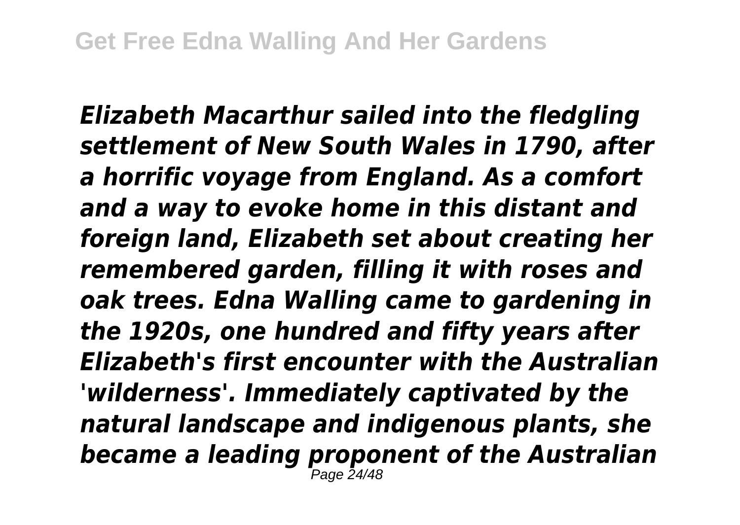*Elizabeth Macarthur sailed into the fledgling settlement of New South Wales in 1790, after a horrific voyage from England. As a comfort and a way to evoke home in this distant and foreign land, Elizabeth set about creating her remembered garden, filling it with roses and oak trees. Edna Walling came to gardening in the 1920s, one hundred and fifty years after Elizabeth's first encounter with the Australian 'wilderness'. Immediately captivated by the natural landscape and indigenous plants, she became a leading proponent of the Australian*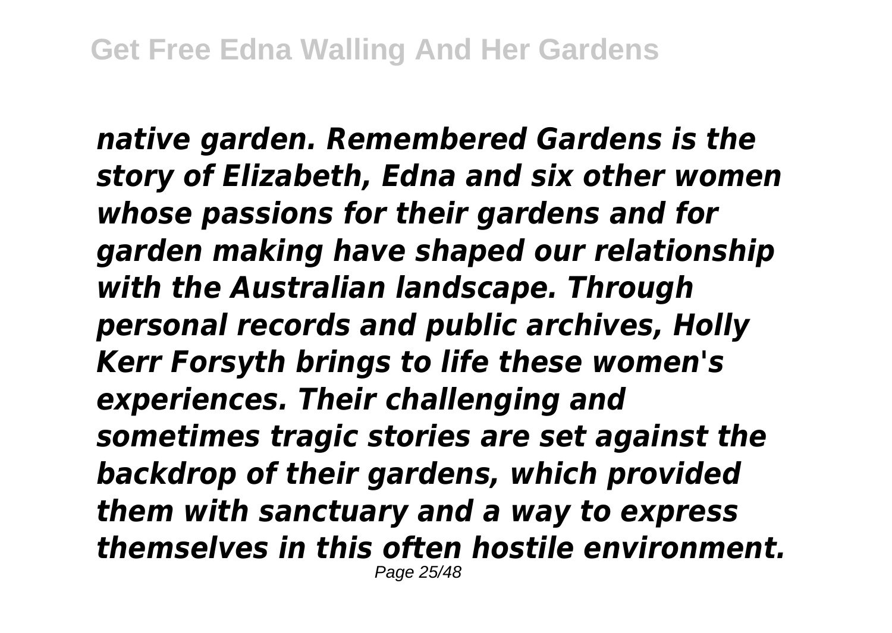*native garden. Remembered Gardens is the story of Elizabeth, Edna and six other women whose passions for their gardens and for garden making have shaped our relationship with the Australian landscape. Through personal records and public archives, Holly Kerr Forsyth brings to life these women's experiences. Their challenging and sometimes tragic stories are set against the backdrop of their gardens, which provided them with sanctuary and a way to express themselves in this often hostile environment.*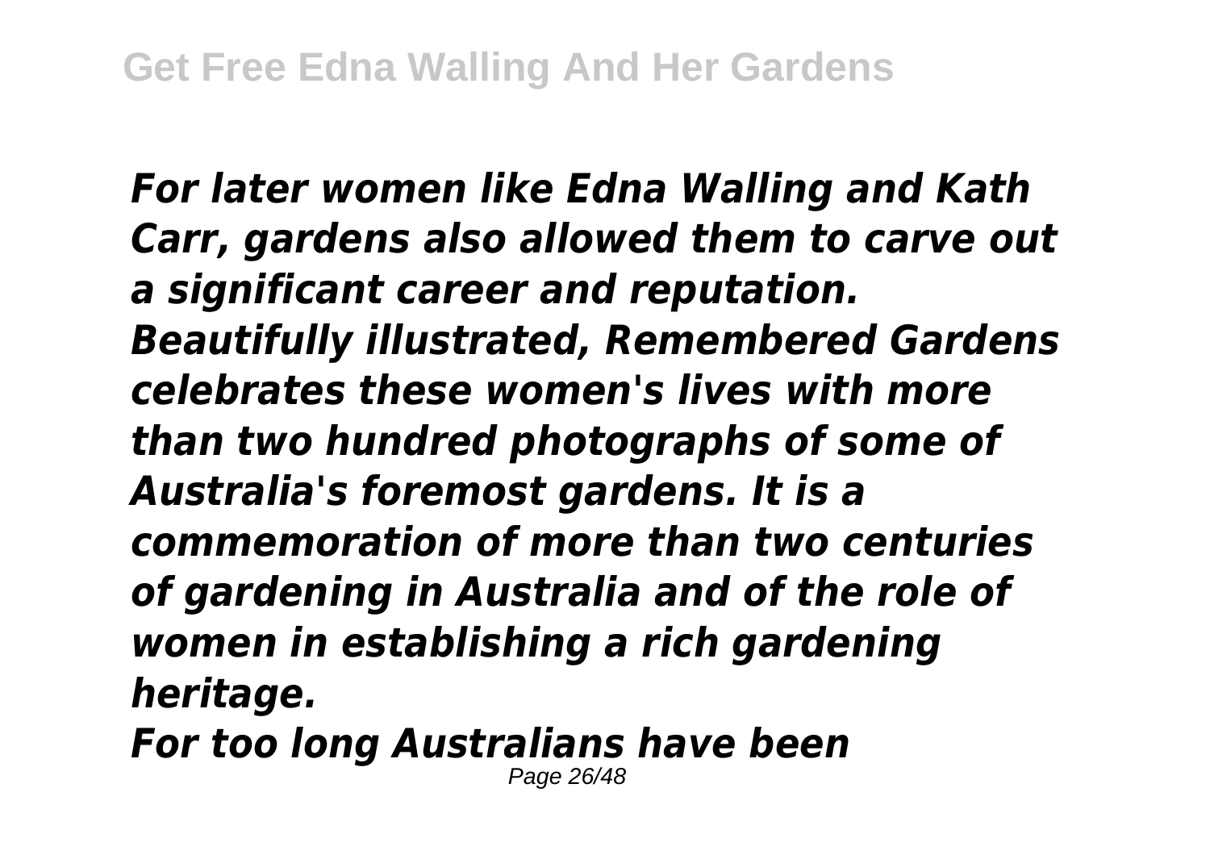*For later women like Edna Walling and Kath Carr, gardens also allowed them to carve out a significant career and reputation. Beautifully illustrated, Remembered Gardens celebrates these women's lives with more than two hundred photographs of some of Australia's foremost gardens. It is a commemoration of more than two centuries of gardening in Australia and of the role of women in establishing a rich gardening heritage.*

*For too long Australians have been*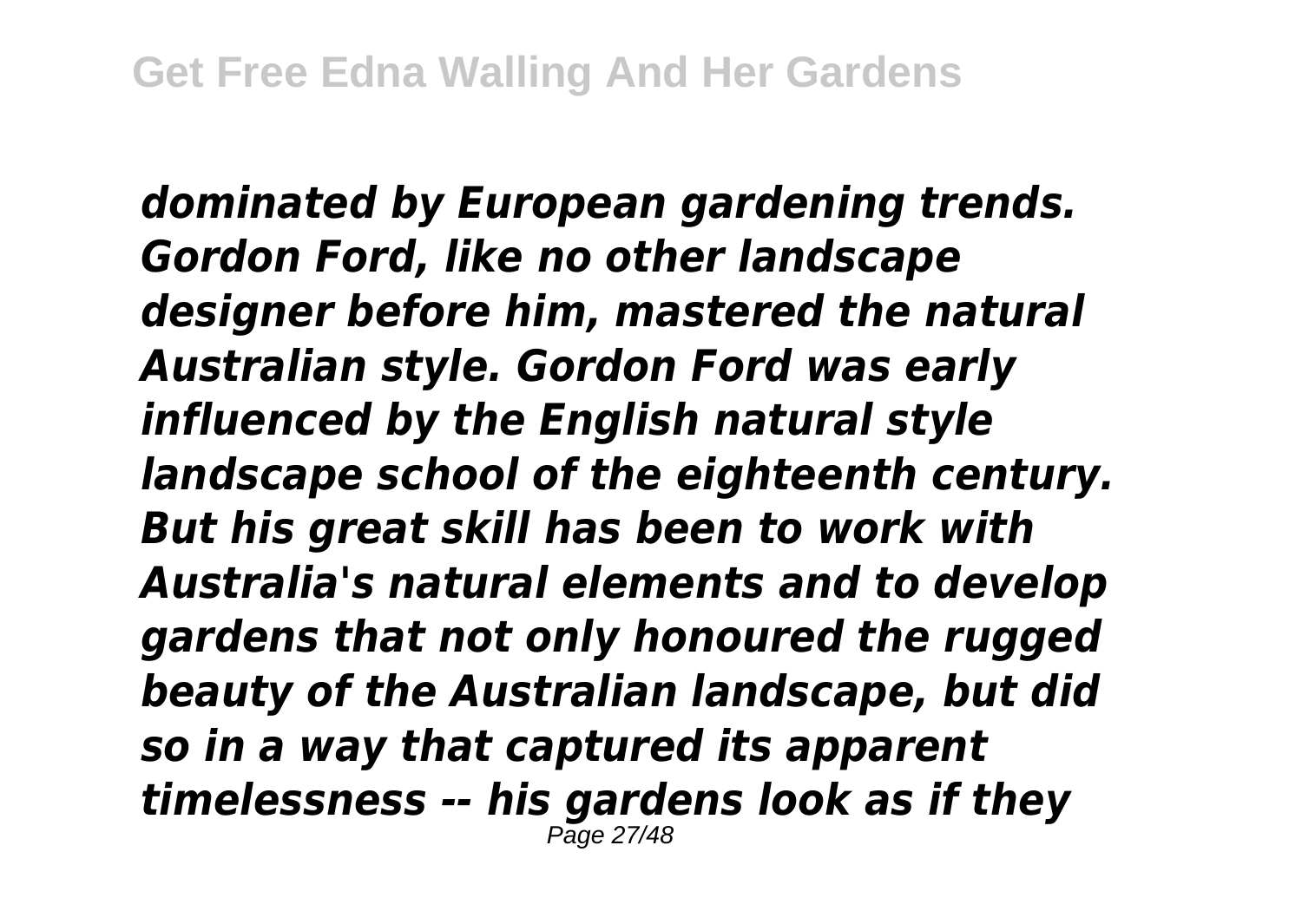*dominated by European gardening trends. Gordon Ford, like no other landscape designer before him, mastered the natural Australian style. Gordon Ford was early influenced by the English natural style landscape school of the eighteenth century. But his great skill has been to work with Australia's natural elements and to develop gardens that not only honoured the rugged beauty of the Australian landscape, but did so in a way that captured its apparent timelessness -- his gardens look as if they*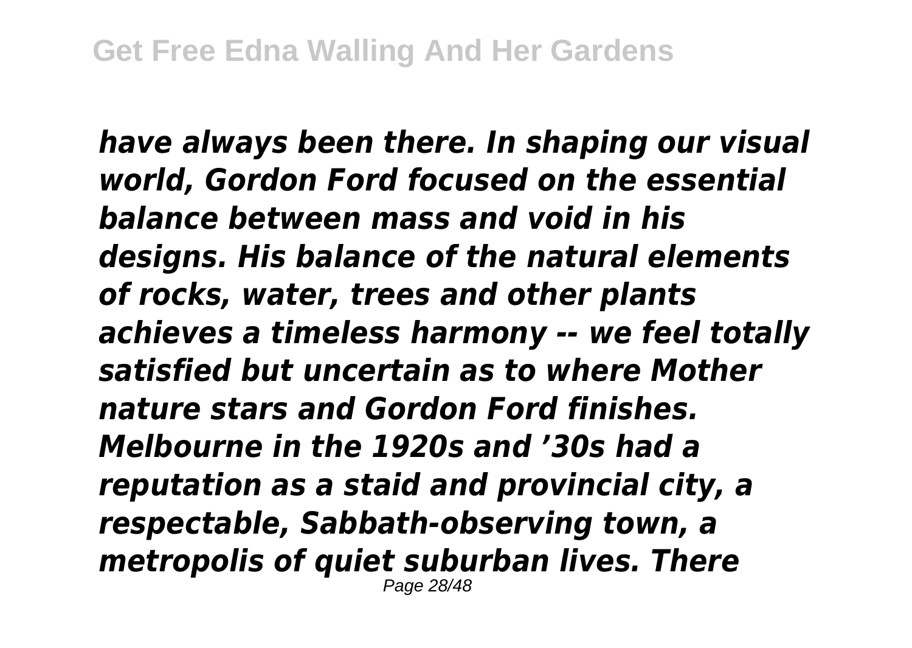*have always been there. In shaping our visual world, Gordon Ford focused on the essential balance between mass and void in his designs. His balance of the natural elements of rocks, water, trees and other plants achieves a timeless harmony -- we feel totally satisfied but uncertain as to where Mother nature stars and Gordon Ford finishes. Melbourne in the 1920s and '30s had a reputation as a staid and provincial city, a respectable, Sabbath-observing town, a metropolis of quiet suburban lives. There*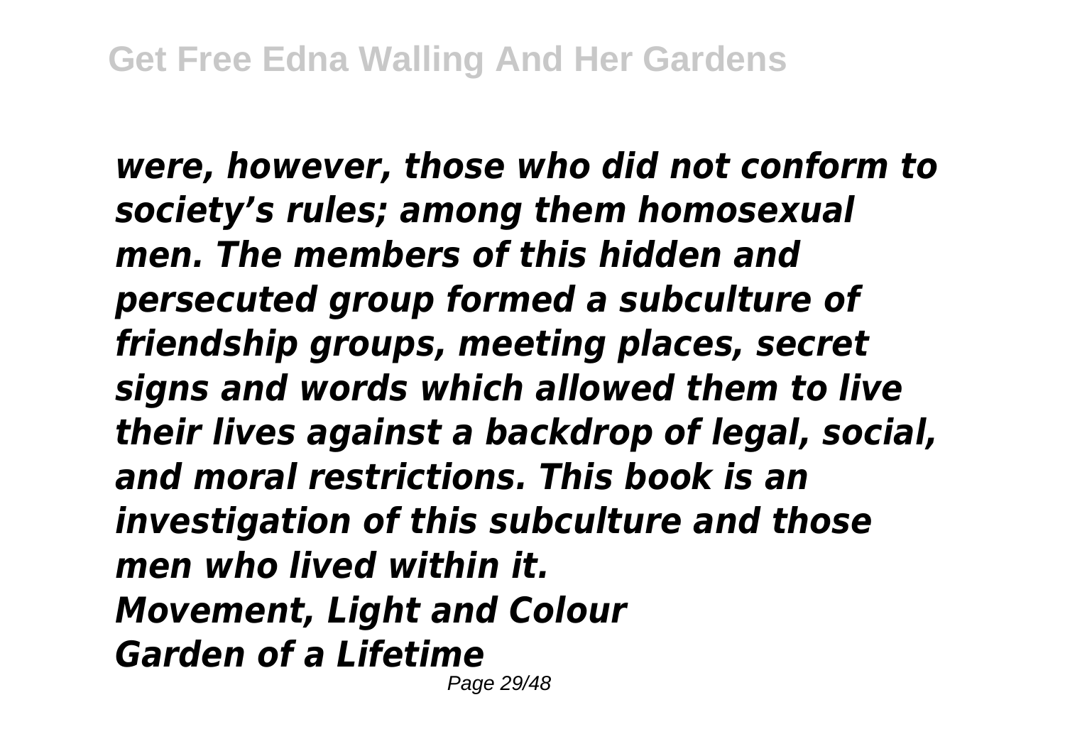*were, however, those who did not conform to society's rules; among them homosexual men. The members of this hidden and persecuted group formed a subculture of friendship groups, meeting places, secret signs and words which allowed them to live their lives against a backdrop of legal, social, and moral restrictions. This book is an investigation of this subculture and those men who lived within it.*

*Movement, Light and Colour*

*Garden of a Lifetime*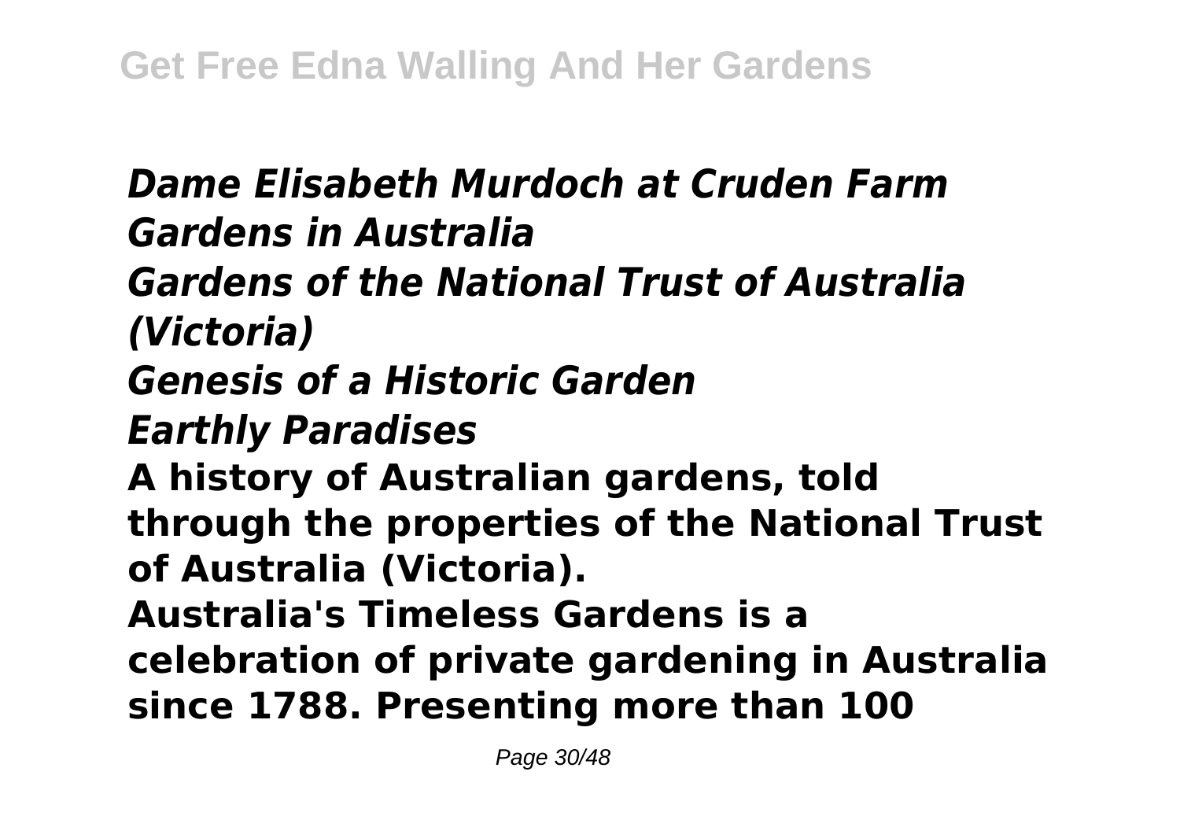***Dame Elisabeth Murdoch at Cruden Farm***
***Gardens in Australia***
***Gardens of the National Trust of Australia (Victoria)***
***Genesis of a Historic Garden***
***Earthly Paradises***

**A history of Australian gardens, told through the properties of the National Trust of Australia (Victoria).**

**Australia's Timeless Gardens is a celebration of private gardening in Australia since 1788. Presenting more than 100**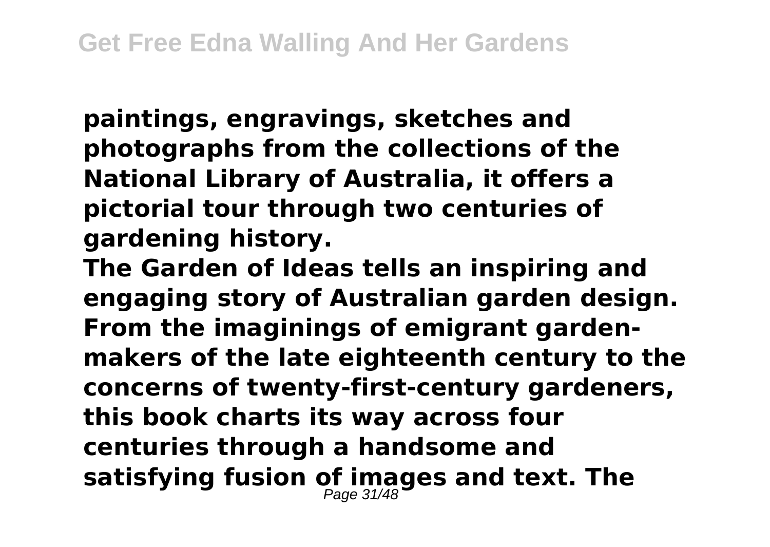**paintings, engravings, sketches and photographs from the collections of the National Library of Australia, it offers a pictorial tour through two centuries of gardening history.**

**The Garden of Ideas tells an inspiring and engaging story of Australian garden design. From the imaginings of emigrant garden-makers of the late eighteenth century to the concerns of twenty-first-century gardeners, this book charts its way across four centuries through a handsome and satisfying fusion of images and text. The**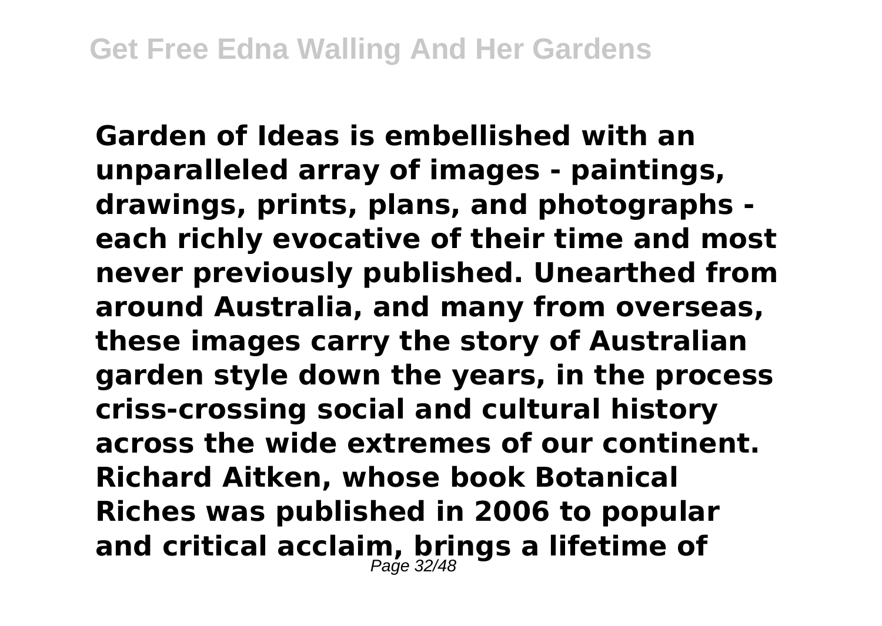**Garden of Ideas is embellished with an unparalleled array of images - paintings, drawings, prints, plans, and photographs - each richly evocative of their time and most never previously published. Unearthed from around Australia, and many from overseas, these images carry the story of Australian garden style down the years, in the process criss-crossing social and cultural history across the wide extremes of our continent. Richard Aitken, whose book Botanical Riches was published in 2006 to popular and critical acclaim, brings a lifetime of**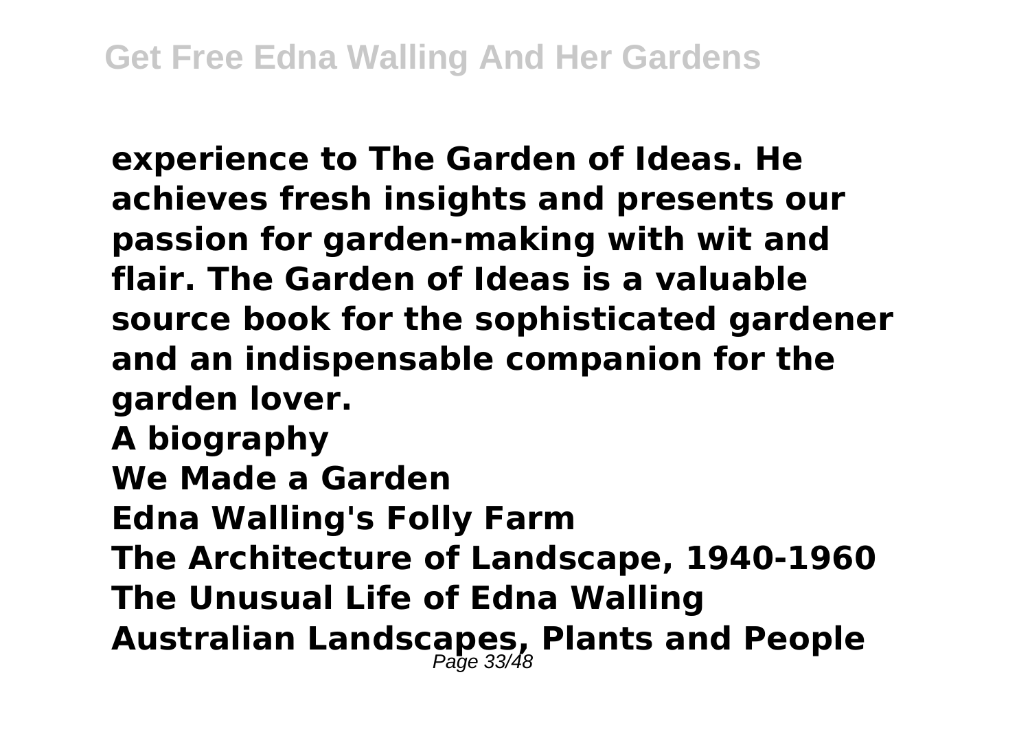**experience to The Garden of Ideas. He achieves fresh insights and presents our passion for garden-making with wit and flair. The Garden of Ideas is a valuable source book for the sophisticated gardener and an indispensable companion for the garden lover.**

**A biography**

**We Made a Garden**

**Edna Walling's Folly Farm**

**The Architecture of Landscape, 1940-1960**

**The Unusual Life of Edna Walling**

**Australian Landscapes, Plants and People**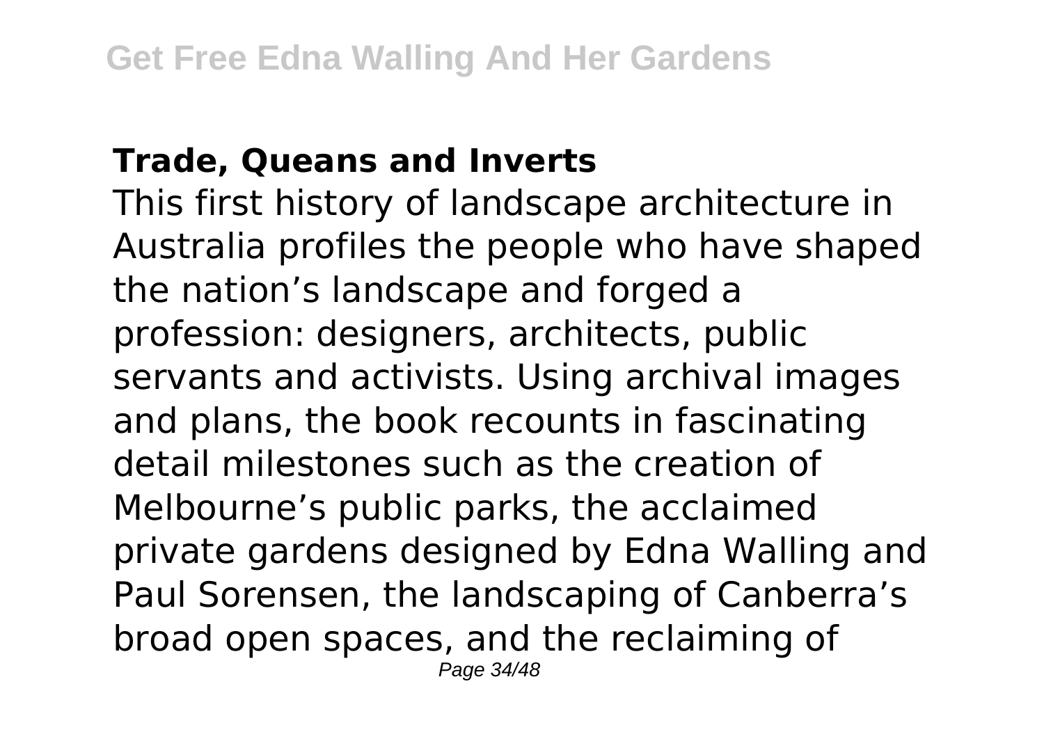**Trade, Queans and Inverts**

This first history of landscape architecture in Australia profiles the people who have shaped the nation's landscape and forged a profession: designers, architects, public servants and activists. Using archival images and plans, the book recounts in fascinating detail milestones such as the creation of Melbourne's public parks, the acclaimed private gardens designed by Edna Walling and Paul Sorensen, the landscaping of Canberra's broad open spaces, and the reclaiming of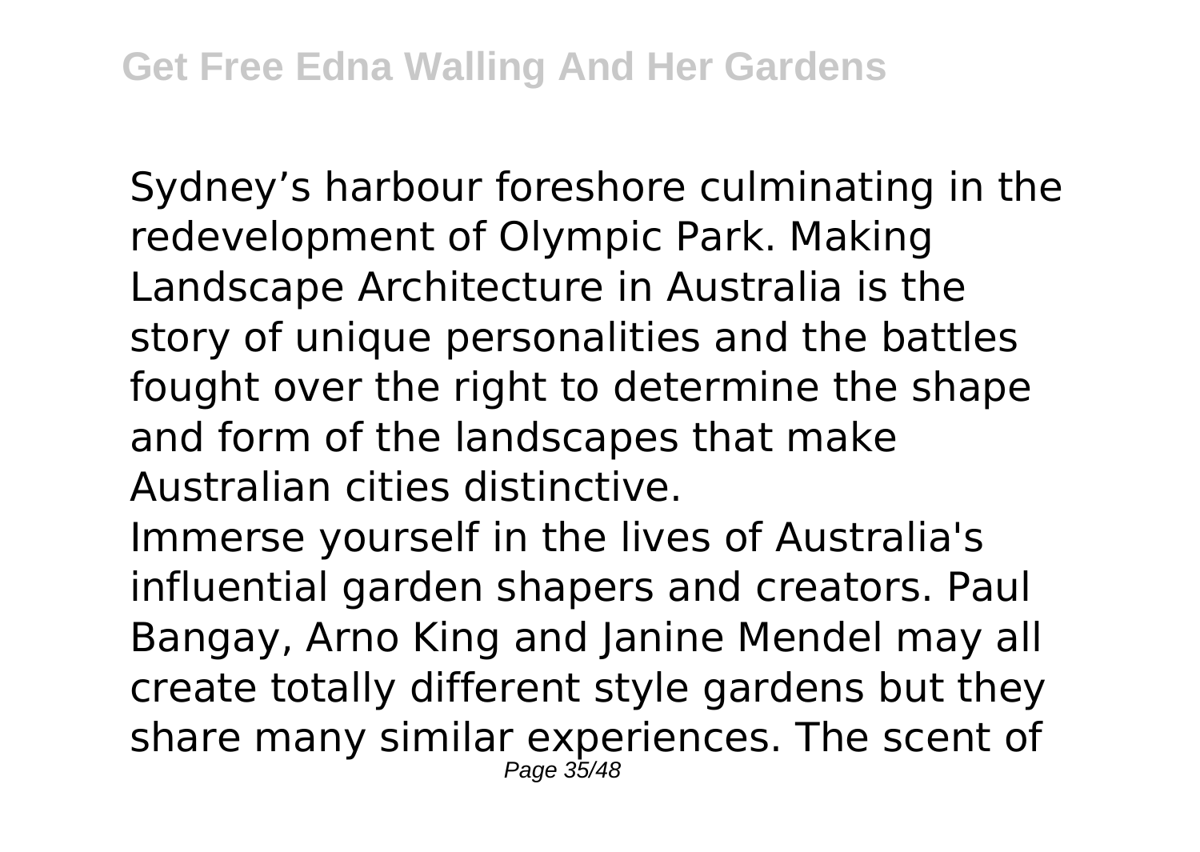Sydney’s harbour foreshore culminating in the redevelopment of Olympic Park. Making Landscape Architecture in Australia is the story of unique personalities and the battles fought over the right to determine the shape and form of the landscapes that make Australian cities distinctive.

Immerse yourself in the lives of Australia's influential garden shapers and creators. Paul Bangay, Arno King and Janine Mendel may all create totally different style gardens but they share many similar experiences. The scent of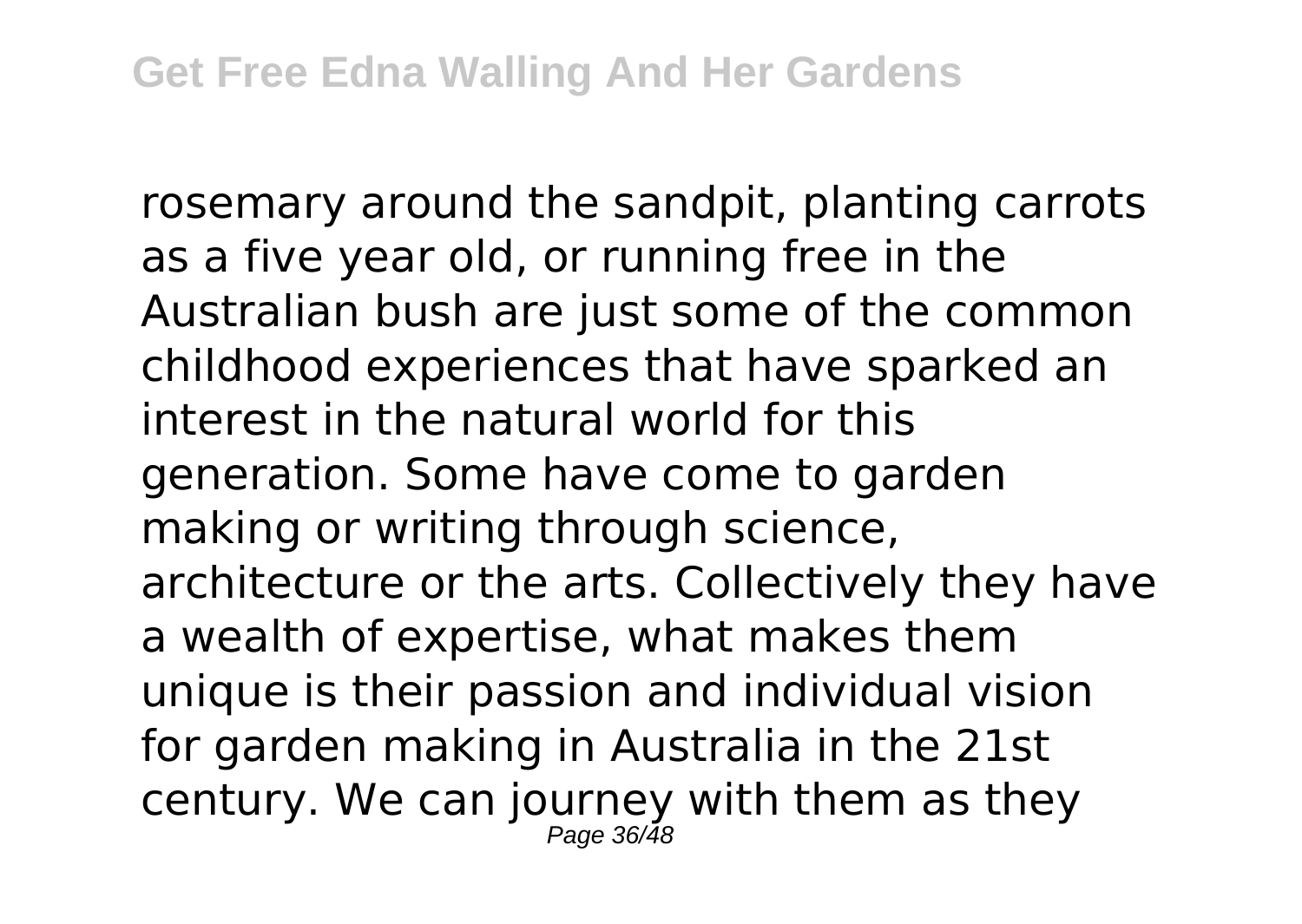rosemary around the sandpit, planting carrots as a five year old, or running free in the Australian bush are just some of the common childhood experiences that have sparked an interest in the natural world for this generation. Some have come to garden making or writing through science, architecture or the arts. Collectively they have a wealth of expertise, what makes them unique is their passion and individual vision for garden making in Australia in the 21st century. We can journey with them as they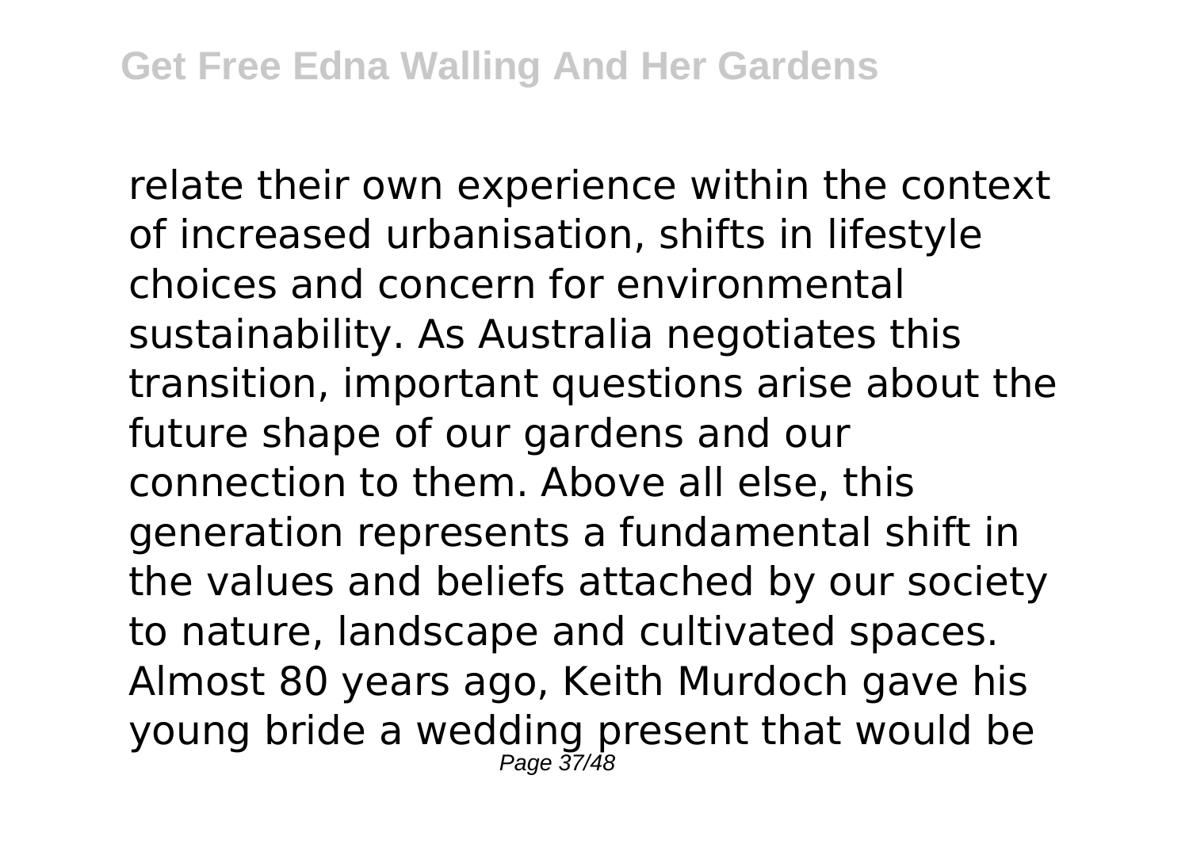relate their own experience within the context of increased urbanisation, shifts in lifestyle choices and concern for environmental sustainability. As Australia negotiates this transition, important questions arise about the future shape of our gardens and our connection to them. Above all else, this generation represents a fundamental shift in the values and beliefs attached by our society to nature, landscape and cultivated spaces. Almost 80 years ago, Keith Murdoch gave his young bride a wedding present that would be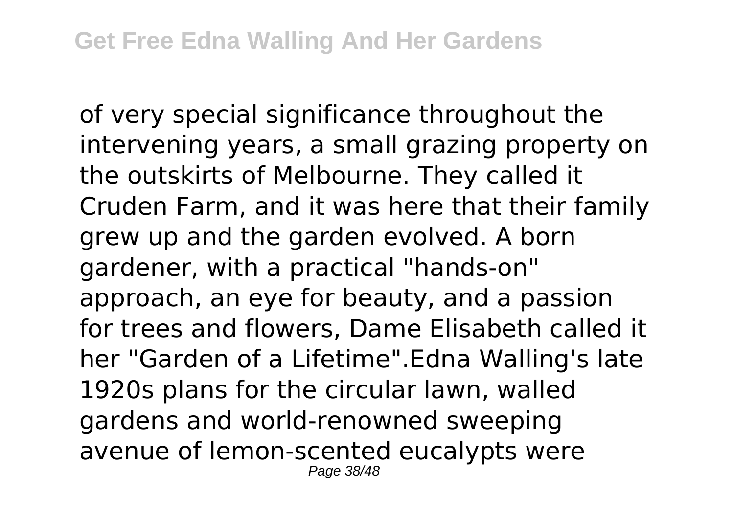of very special significance throughout the intervening years, a small grazing property on the outskirts of Melbourne. They called it Cruden Farm, and it was here that their family grew up and the garden evolved. A born gardener, with a practical "hands-on" approach, an eye for beauty, and a passion for trees and flowers, Dame Elisabeth called it her "Garden of a Lifetime".Edna Walling's late 1920s plans for the circular lawn, walled gardens and world-renowned sweeping avenue of lemon-scented eucalypts were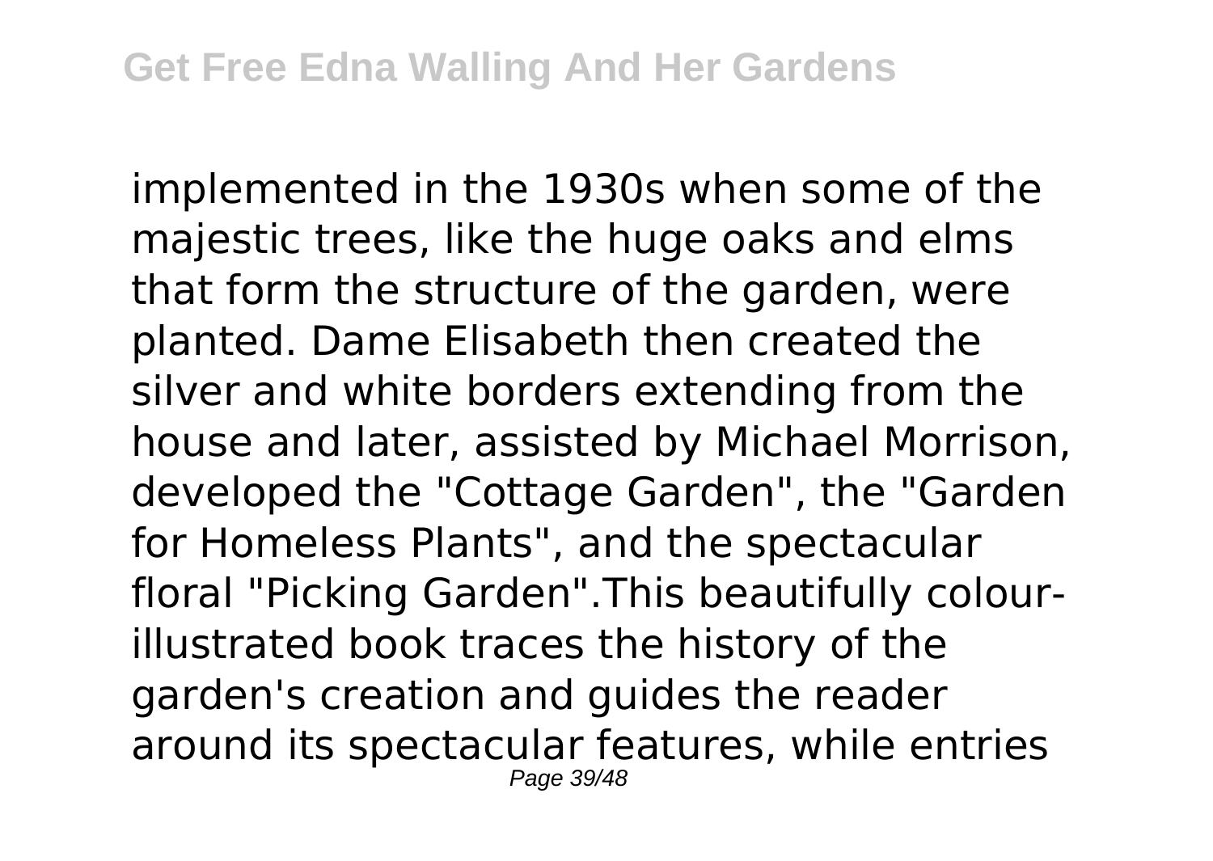implemented in the 1930s when some of the majestic trees, like the huge oaks and elms that form the structure of the garden, were planted. Dame Elisabeth then created the silver and white borders extending from the house and later, assisted by Michael Morrison, developed the "Cottage Garden", the "Garden for Homeless Plants", and the spectacular floral "Picking Garden".This beautifully colour-illustrated book traces the history of the garden's creation and guides the reader around its spectacular features, while entries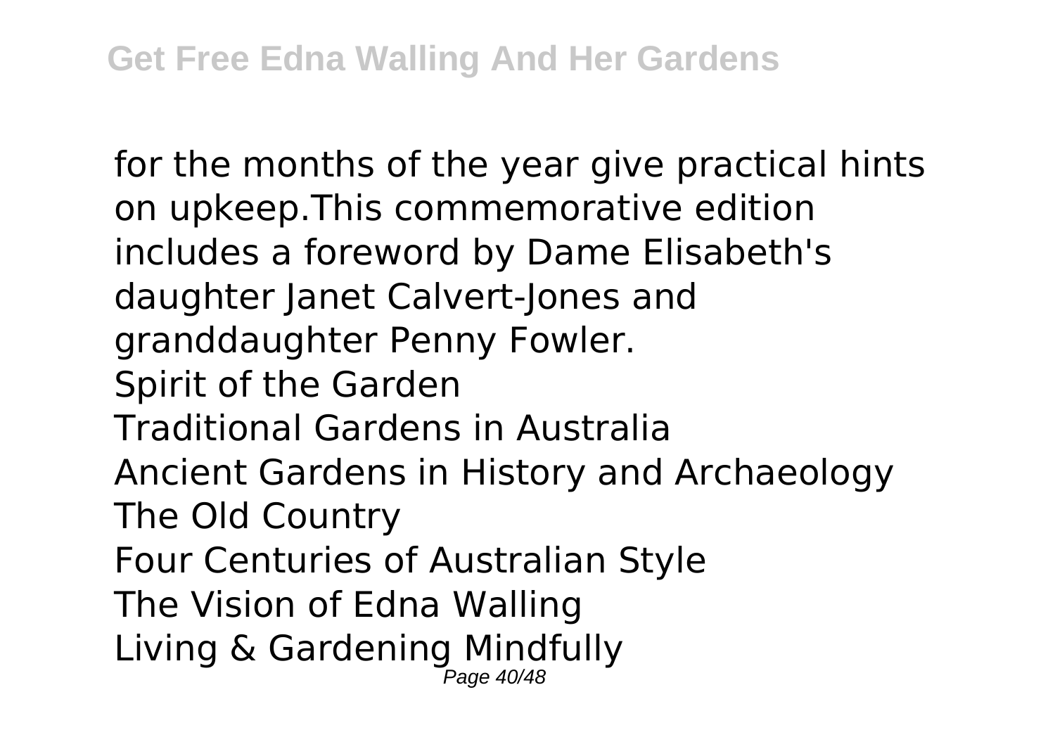for the months of the year give practical hints on upkeep.This commemorative edition includes a foreword by Dame Elisabeth's daughter Janet Calvert-Jones and granddaughter Penny Fowler.

Spirit of the Garden

Traditional Gardens in Australia

Ancient Gardens in History and Archaeology

The Old Country

Four Centuries of Australian Style

The Vision of Edna Walling

Living & Gardening Mindfully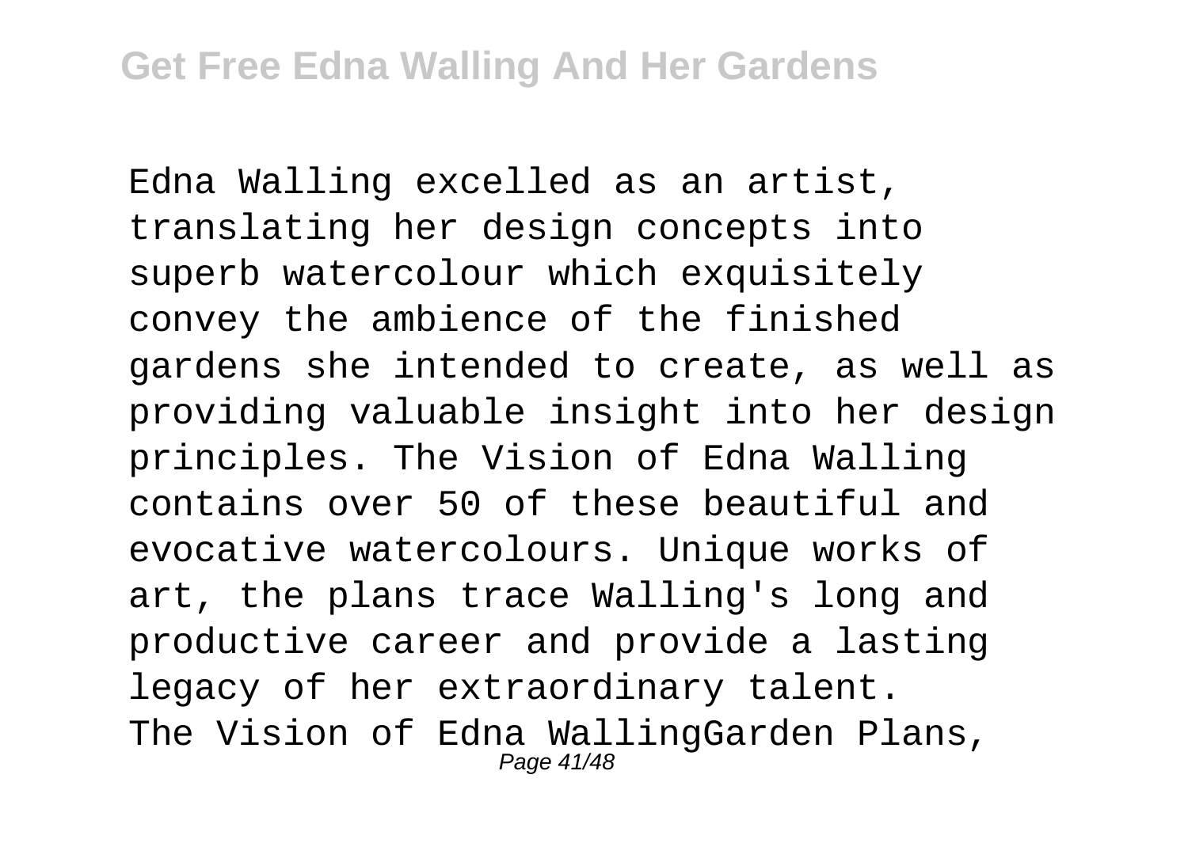Edna Walling excelled as an artist, translating her design concepts into superb watercolour which exquisitely convey the ambience of the finished gardens she intended to create, as well as providing valuable insight into her design principles. The Vision of Edna Walling contains over 50 of these beautiful and evocative watercolours. Unique works of art, the plans trace Walling's long and productive career and provide a lasting legacy of her extraordinary talent.

The Vision of Edna WallingGarden Plans,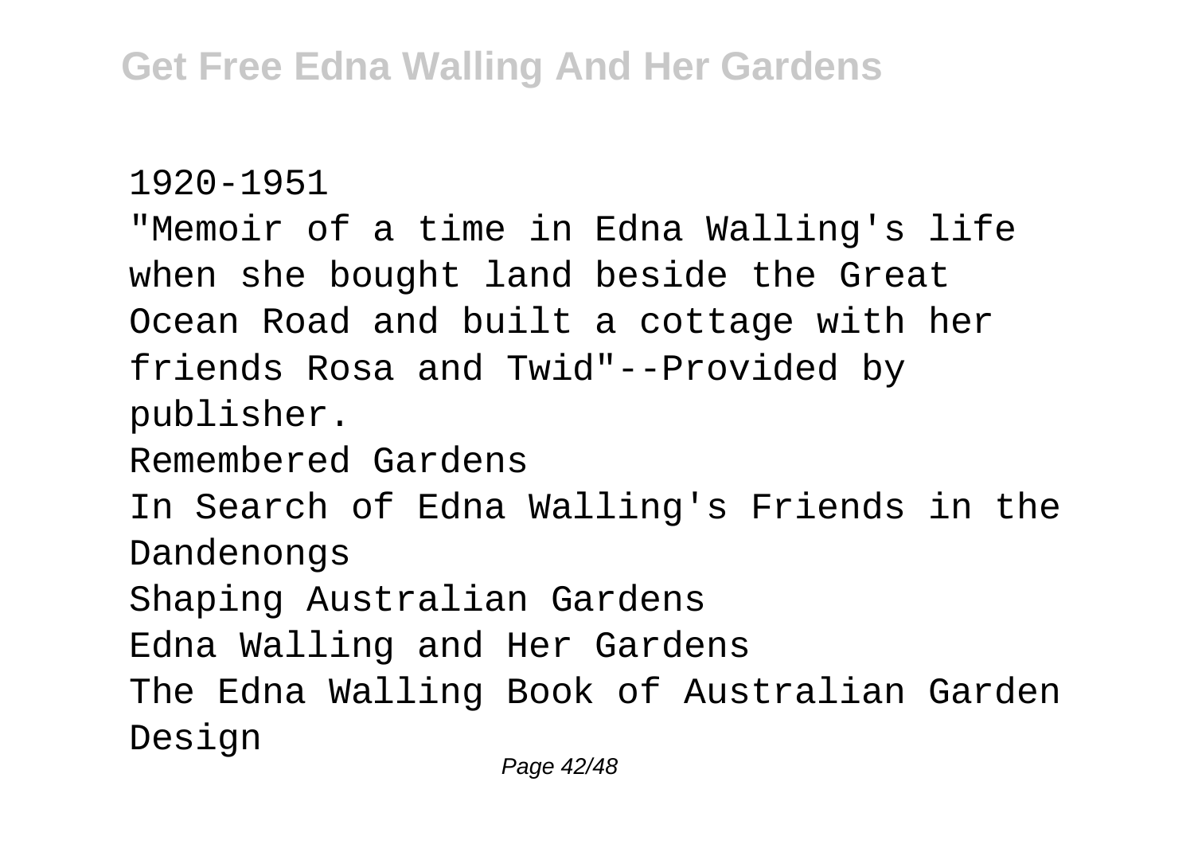1920-1951

"Memoir of a time in Edna Walling's life when she bought land beside the Great Ocean Road and built a cottage with her friends Rosa and Twid"--Provided by publisher.

Remembered Gardens

In Search of Edna Walling's Friends in the Dandenongs

Shaping Australian Gardens

Edna Walling and Her Gardens

The Edna Walling Book of Australian Garden Design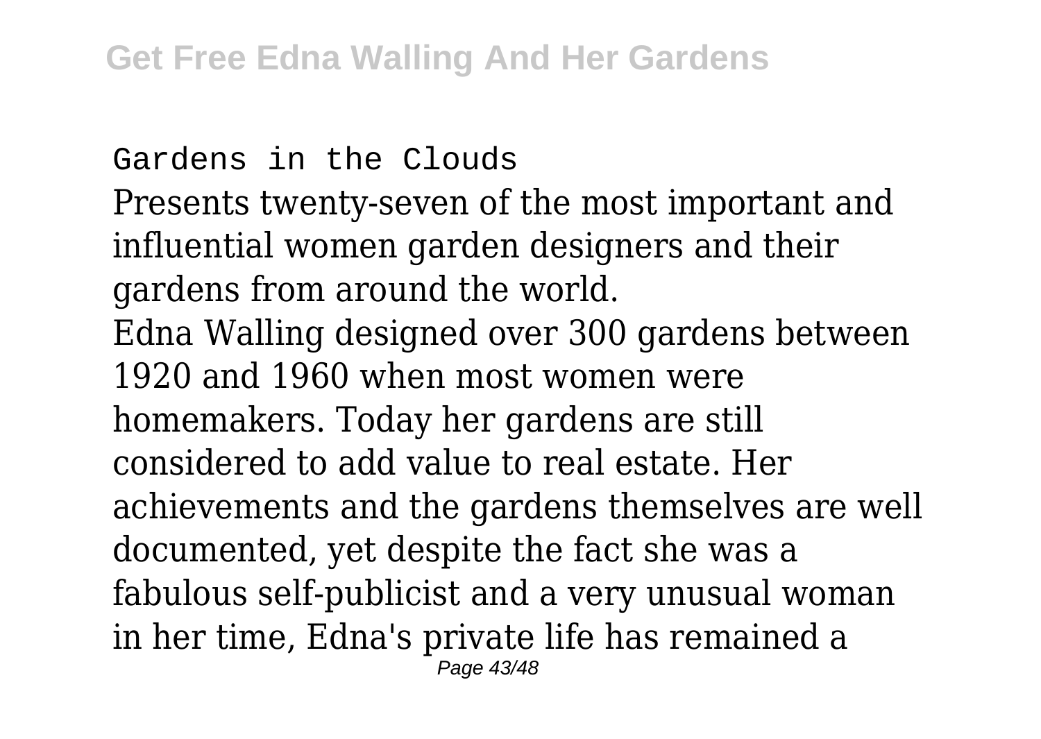Gardens in the Clouds

Presents twenty-seven of the most important and influential women garden designers and their gardens from around the world.

Edna Walling designed over 300 gardens between 1920 and 1960 when most women were homemakers. Today her gardens are still considered to add value to real estate. Her achievements and the gardens themselves are well documented, yet despite the fact she was a fabulous self-publicist and a very unusual woman in her time, Edna's private life has remained a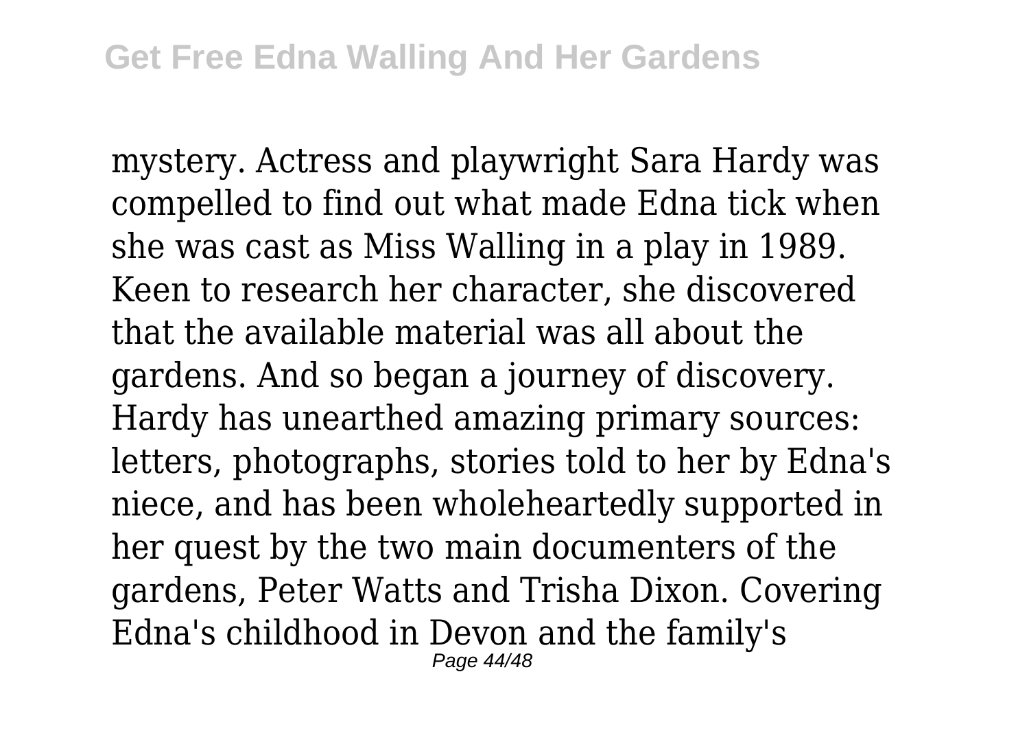mystery. Actress and playwright Sara Hardy was compelled to find out what made Edna tick when she was cast as Miss Walling in a play in 1989. Keen to research her character, she discovered that the available material was all about the gardens. And so began a journey of discovery. Hardy has unearthed amazing primary sources: letters, photographs, stories told to her by Edna's niece, and has been wholeheartedly supported in her quest by the two main documenters of the gardens, Peter Watts and Trisha Dixon. Covering Edna's childhood in Devon and the family's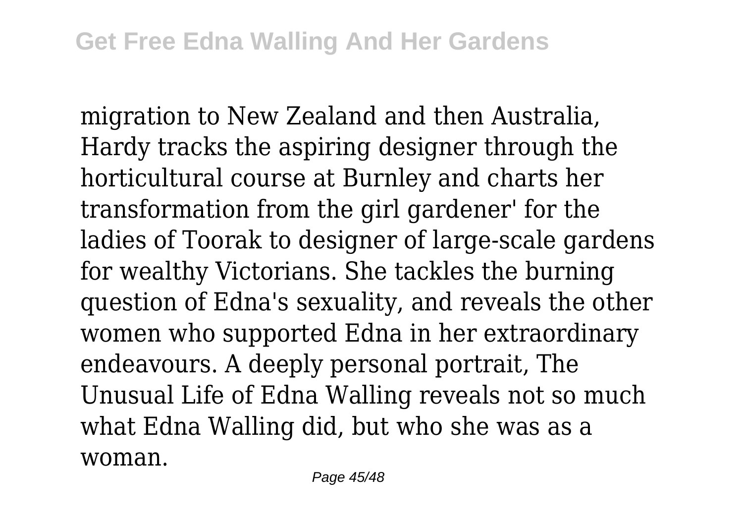migration to New Zealand and then Australia, Hardy tracks the aspiring designer through the horticultural course at Burnley and charts her transformation from the girl gardener' for the ladies of Toorak to designer of large-scale gardens for wealthy Victorians. She tackles the burning question of Edna's sexuality, and reveals the other women who supported Edna in her extraordinary endeavours. A deeply personal portrait, The Unusual Life of Edna Walling reveals not so much what Edna Walling did, but who she was as a woman.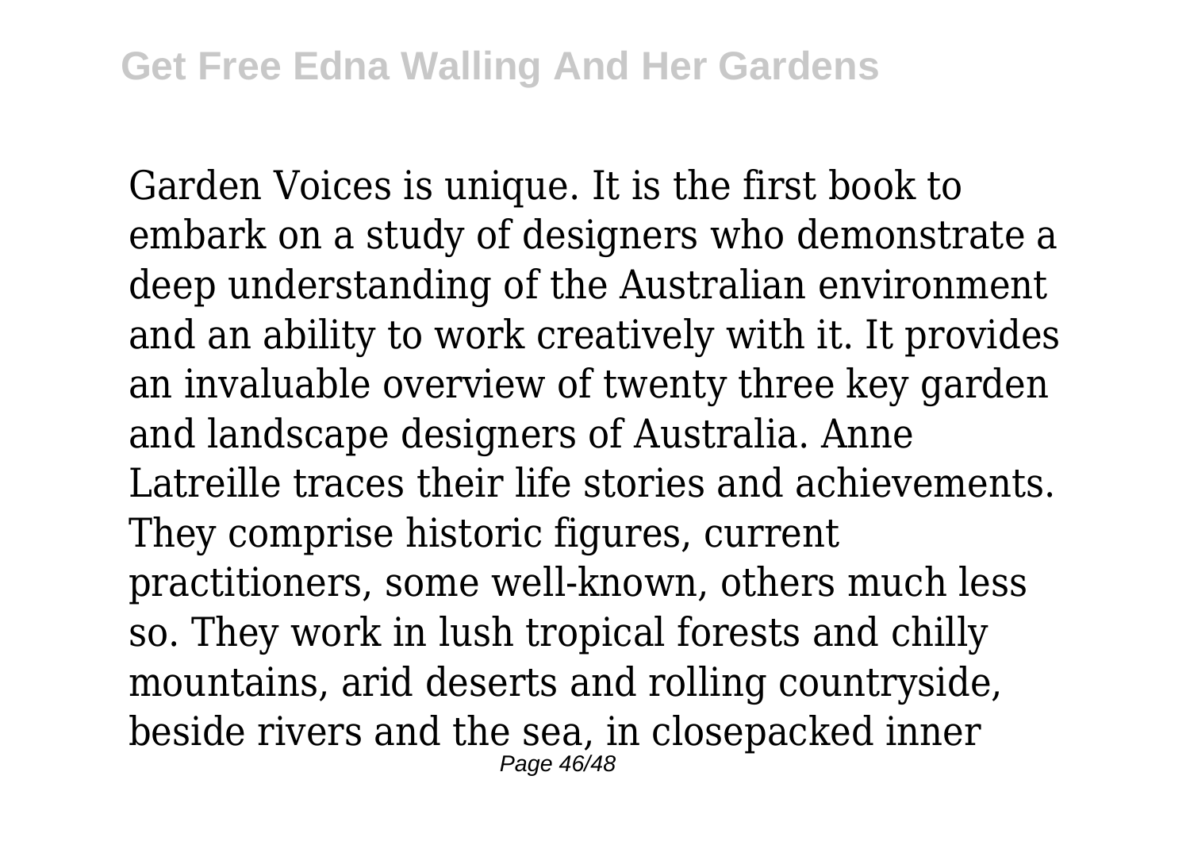Garden Voices is unique. It is the first book to embark on a study of designers who demonstrate a deep understanding of the Australian environment and an ability to work creatively with it. It provides an invaluable overview of twenty three key garden and landscape designers of Australia. Anne Latreille traces their life stories and achievements. They comprise historic figures, current practitioners, some well-known, others much less so. They work in lush tropical forests and chilly mountains, arid deserts and rolling countryside, beside rivers and the sea, in closepacked inner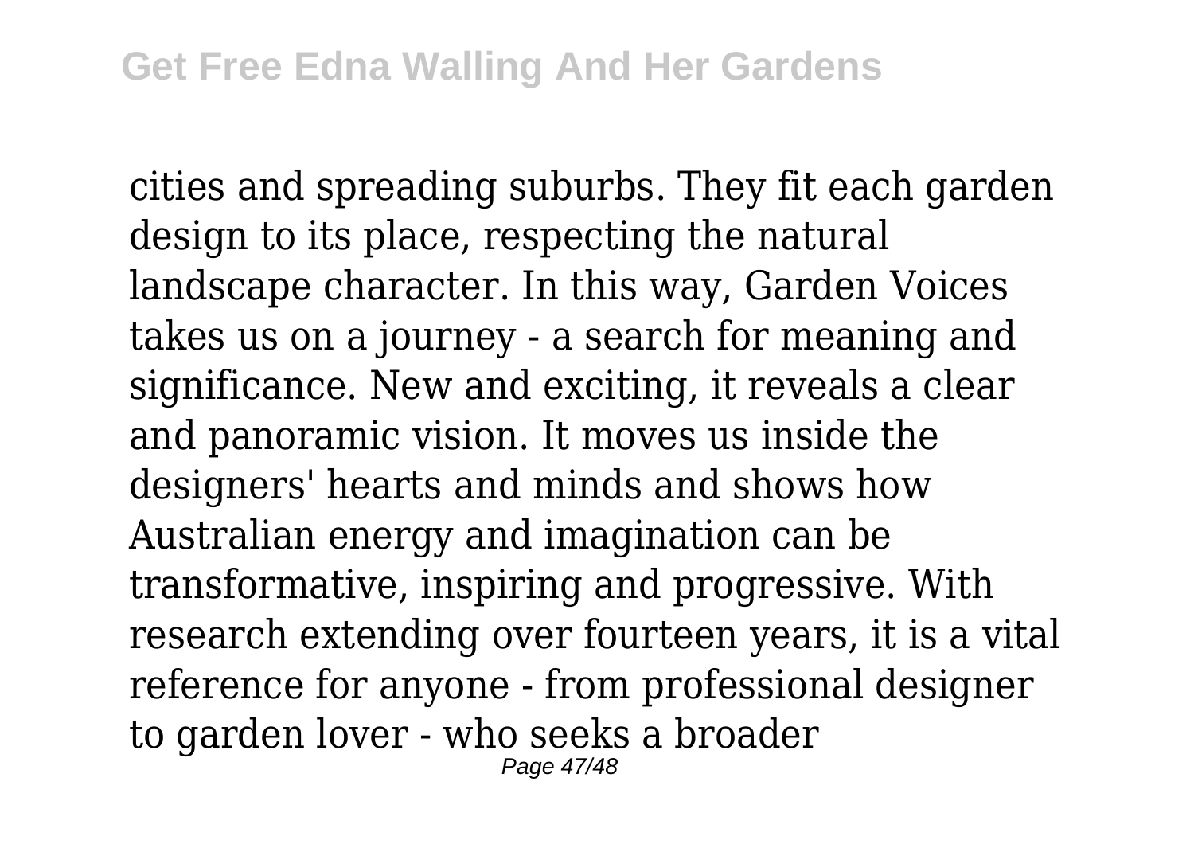cities and spreading suburbs. They fit each garden design to its place, respecting the natural landscape character. In this way, Garden Voices takes us on a journey - a search for meaning and significance. New and exciting, it reveals a clear and panoramic vision. It moves us inside the designers' hearts and minds and shows how Australian energy and imagination can be transformative, inspiring and progressive. With research extending over fourteen years, it is a vital reference for anyone - from professional designer to garden lover - who seeks a broader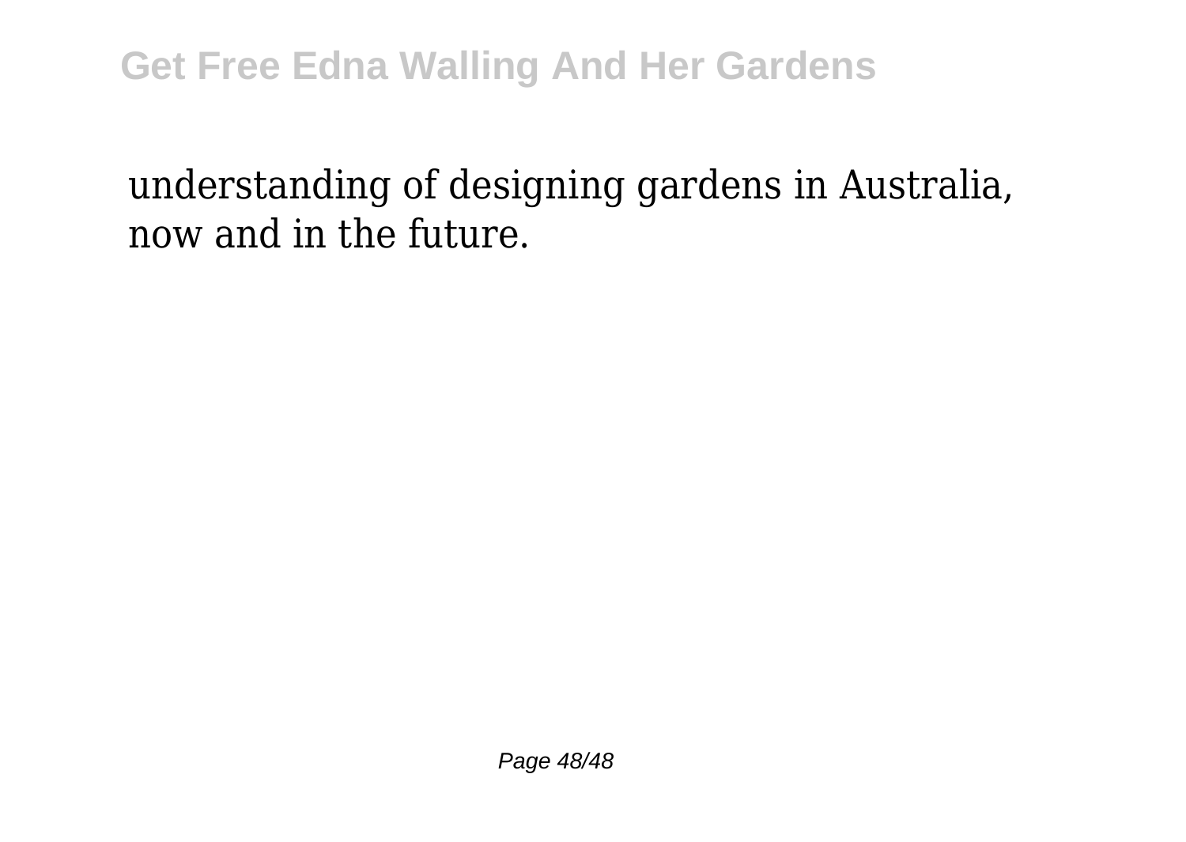understanding of designing gardens in Australia, now and in the future.